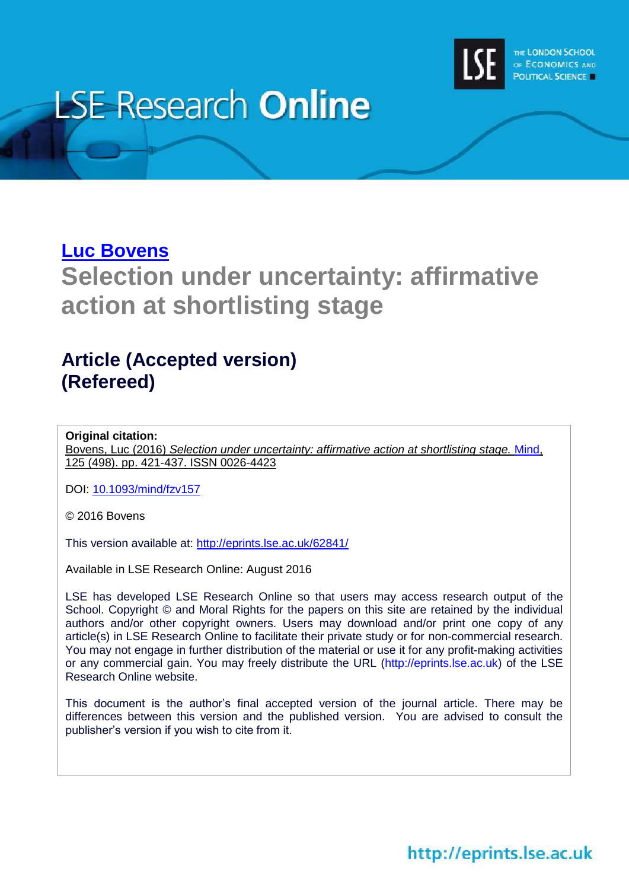LSE Research **Online**

THE LONDON SCHOOL OF ECONOMICS AND POLITICAL SCIENCE

**Luc Bovens**

# Selection under uncertainty: affirmative action at shortlisting stage

## Article (Accepted version) (Refereed)

**Original citation:**
Bovens, Luc (2016) *Selection under uncertainty: affirmative action at shortlisting stage.* Mind, 125 (498). pp. 421-437. ISSN 0026-4423

DOI: 10.1093/mind/fzv157

© 2016 Bovens

This version available at: http://eprints.lse.ac.uk/62841/

Available in LSE Research Online: August 2016

LSE has developed LSE Research Online so that users may access research output of the School. Copyright © and Moral Rights for the papers on this site are retained by the individual authors and/or other copyright owners. Users may download and/or print one copy of any article(s) in LSE Research Online to facilitate their private study or for non-commercial research. You may not engage in further distribution of the material or use it for any profit-making activities or any commercial gain. You may freely distribute the URL (http://eprints.lse.ac.uk) of the LSE Research Online website.

This document is the author's final accepted version of the journal article. There may be differences between this version and the published version. You are advised to consult the publisher's version if you wish to cite from it.

http://eprints.lse.ac.uk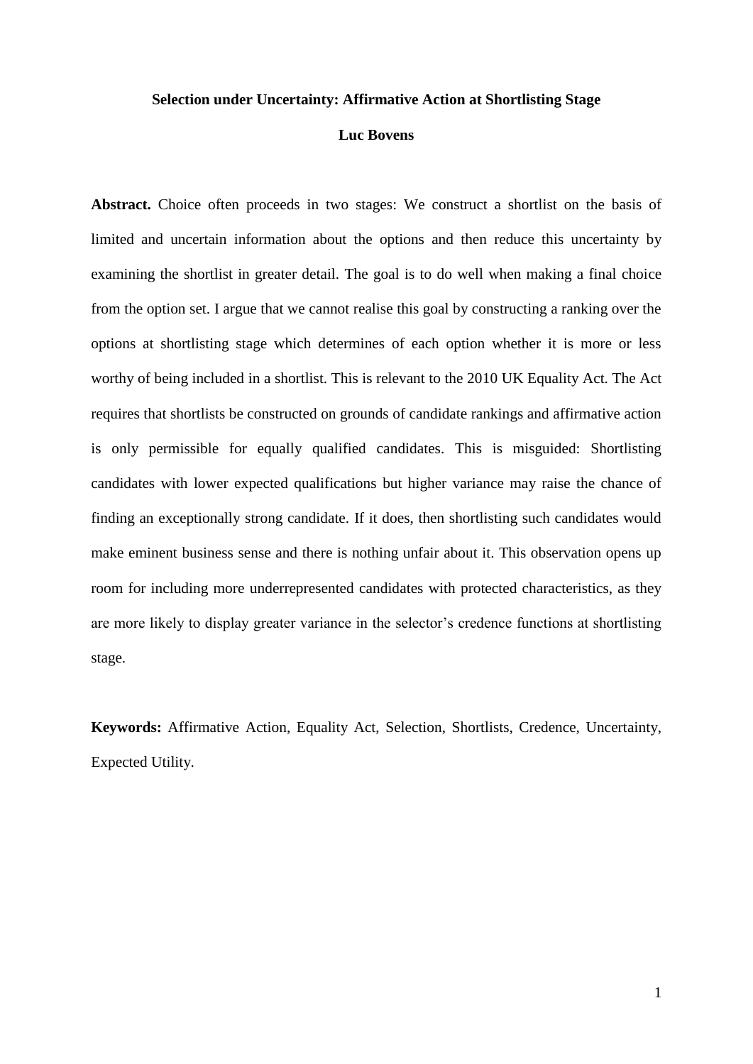**Selection under Uncertainty: Affirmative Action at Shortlisting Stage**

**Luc Bovens**

**Abstract.** Choice often proceeds in two stages: We construct a shortlist on the basis of limited and uncertain information about the options and then reduce this uncertainty by examining the shortlist in greater detail. The goal is to do well when making a final choice from the option set. I argue that we cannot realise this goal by constructing a ranking over the options at shortlisting stage which determines of each option whether it is more or less worthy of being included in a shortlist. This is relevant to the 2010 UK Equality Act. The Act requires that shortlists be constructed on grounds of candidate rankings and affirmative action is only permissible for equally qualified candidates. This is misguided: Shortlisting candidates with lower expected qualifications but higher variance may raise the chance of finding an exceptionally strong candidate. If it does, then shortlisting such candidates would make eminent business sense and there is nothing unfair about it. This observation opens up room for including more underrepresented candidates with protected characteristics, as they are more likely to display greater variance in the selector's credence functions at shortlisting stage.

**Keywords:** Affirmative Action, Equality Act, Selection, Shortlists, Credence, Uncertainty, Expected Utility.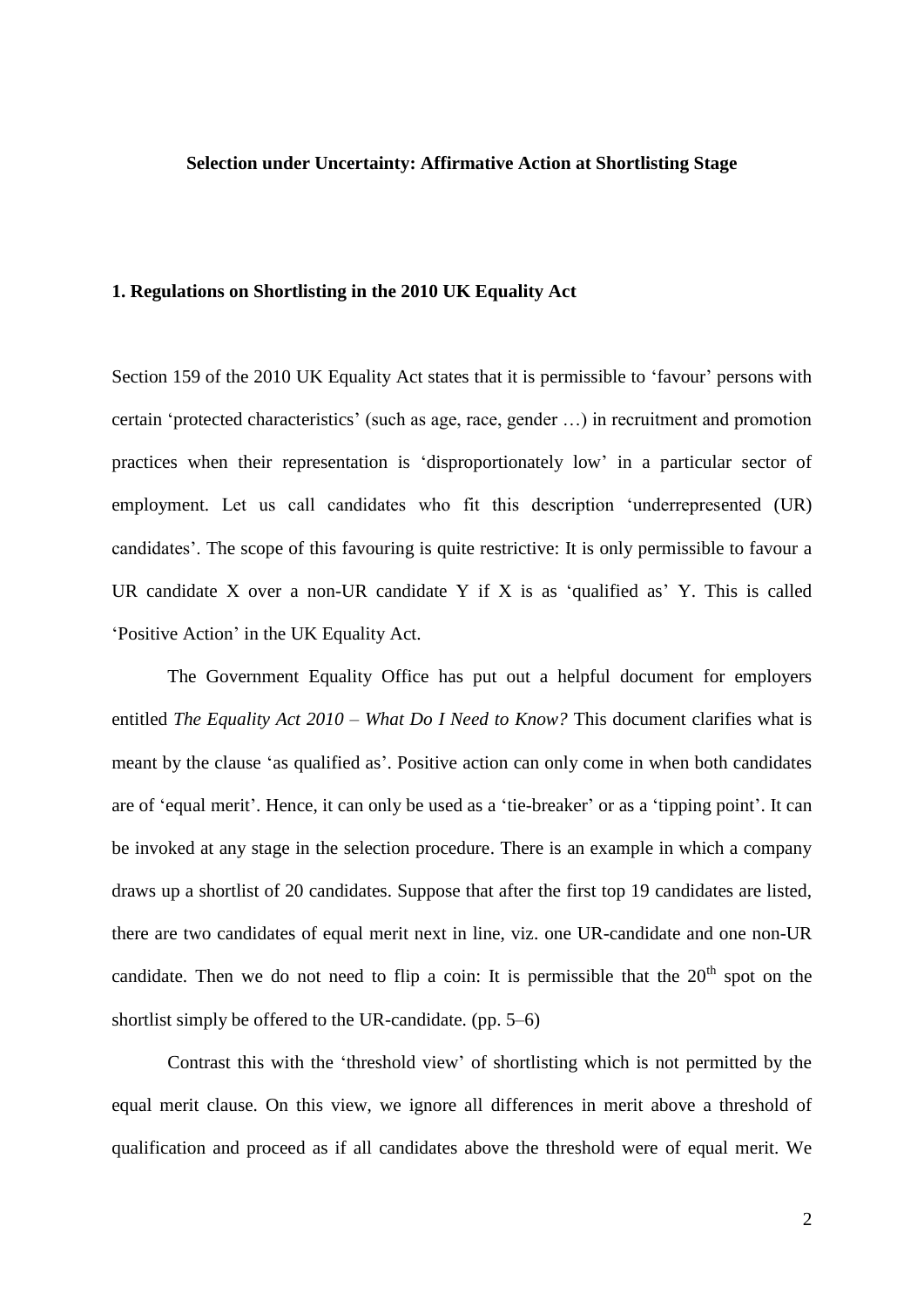**Selection under Uncertainty: Affirmative Action at Shortlisting Stage**

**1. Regulations on Shortlisting in the 2010 UK Equality Act**

Section 159 of the 2010 UK Equality Act states that it is permissible to 'favour' persons with certain 'protected characteristics' (such as age, race, gender …) in recruitment and promotion practices when their representation is 'disproportionately low' in a particular sector of employment. Let us call candidates who fit this description 'underrepresented (UR) candidates'. The scope of this favouring is quite restrictive: It is only permissible to favour a UR candidate X over a non-UR candidate Y if X is as 'qualified as' Y. This is called 'Positive Action' in the UK Equality Act.

The Government Equality Office has put out a helpful document for employers entitled *The Equality Act 2010 – What Do I Need to Know?* This document clarifies what is meant by the clause 'as qualified as'. Positive action can only come in when both candidates are of 'equal merit'. Hence, it can only be used as a 'tie-breaker' or as a 'tipping point'. It can be invoked at any stage in the selection procedure. There is an example in which a company draws up a shortlist of 20 candidates. Suppose that after the first top 19 candidates are listed, there are two candidates of equal merit next in line, viz. one UR-candidate and one non-UR candidate. Then we do not need to flip a coin: It is permissible that the 20th spot on the shortlist simply be offered to the UR-candidate. (pp. 5–6)

Contrast this with the 'threshold view' of shortlisting which is not permitted by the equal merit clause. On this view, we ignore all differences in merit above a threshold of qualification and proceed as if all candidates above the threshold were of equal merit. We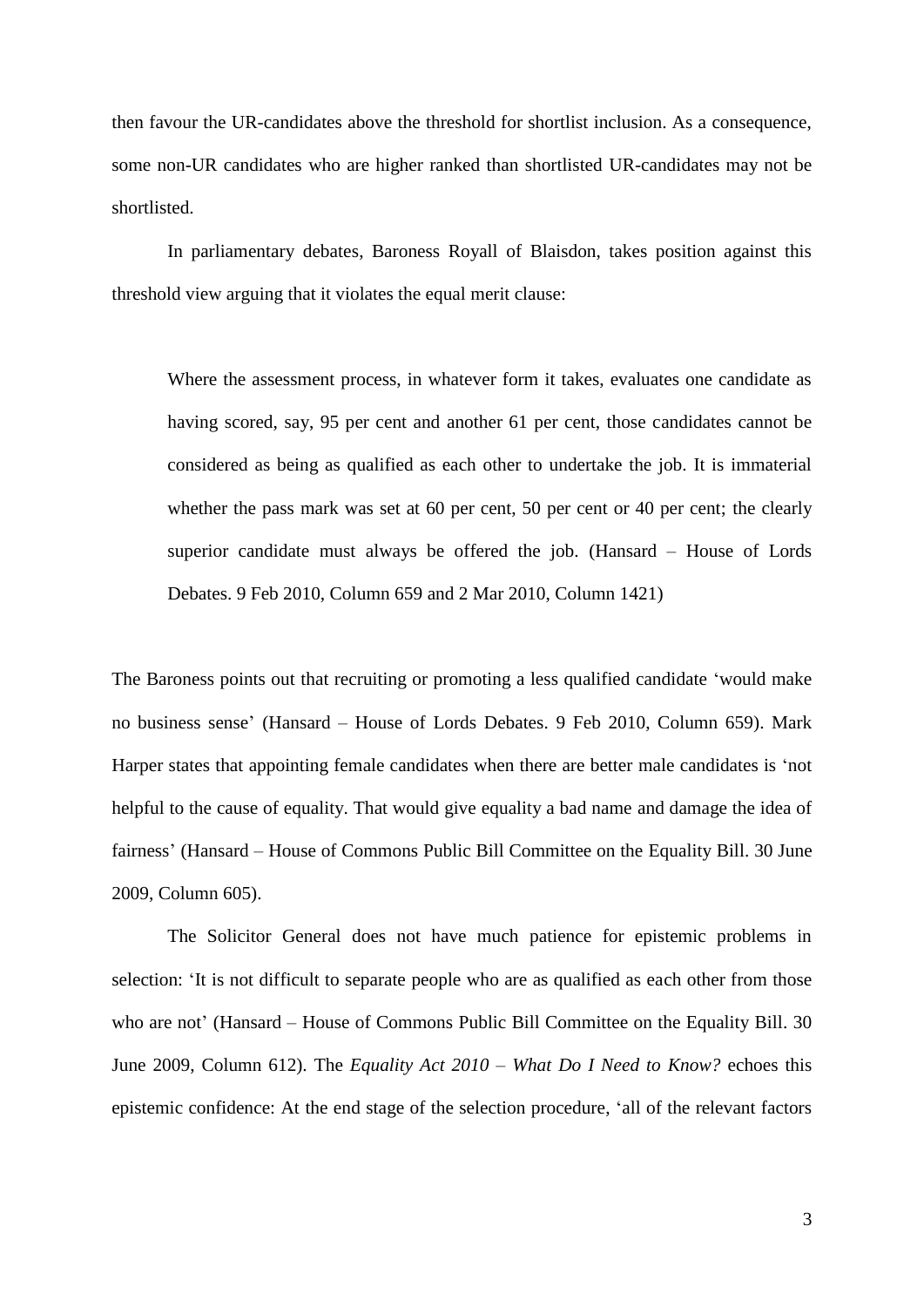then favour the UR-candidates above the threshold for shortlist inclusion. As a consequence, some non-UR candidates who are higher ranked than shortlisted UR-candidates may not be shortlisted.

In parliamentary debates, Baroness Royall of Blaisdon, takes position against this threshold view arguing that it violates the equal merit clause:

> Where the assessment process, in whatever form it takes, evaluates one candidate as having scored, say, 95 per cent and another 61 per cent, those candidates cannot be considered as being as qualified as each other to undertake the job. It is immaterial whether the pass mark was set at 60 per cent, 50 per cent or 40 per cent; the clearly superior candidate must always be offered the job. (Hansard – House of Lords Debates. 9 Feb 2010, Column 659 and 2 Mar 2010, Column 1421)

The Baroness points out that recruiting or promoting a less qualified candidate 'would make no business sense' (Hansard – House of Lords Debates. 9 Feb 2010, Column 659). Mark Harper states that appointing female candidates when there are better male candidates is 'not helpful to the cause of equality. That would give equality a bad name and damage the idea of fairness' (Hansard – House of Commons Public Bill Committee on the Equality Bill. 30 June 2009, Column 605).

The Solicitor General does not have much patience for epistemic problems in selection: 'It is not difficult to separate people who are as qualified as each other from those who are not' (Hansard – House of Commons Public Bill Committee on the Equality Bill. 30 June 2009, Column 612). The *Equality Act 2010 – What Do I Need to Know?* echoes this epistemic confidence: At the end stage of the selection procedure, 'all of the relevant factors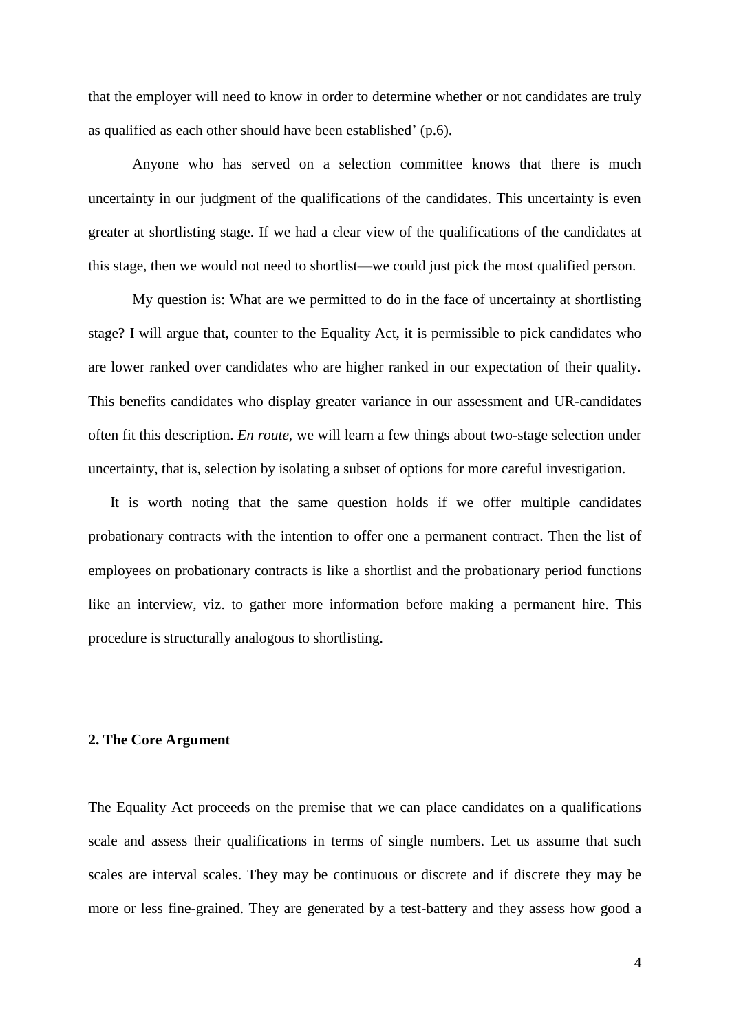that the employer will need to know in order to determine whether or not candidates are truly as qualified as each other should have been established' (p.6).

Anyone who has served on a selection committee knows that there is much uncertainty in our judgment of the qualifications of the candidates. This uncertainty is even greater at shortlisting stage. If we had a clear view of the qualifications of the candidates at this stage, then we would not need to shortlist—we could just pick the most qualified person.

My question is: What are we permitted to do in the face of uncertainty at shortlisting stage? I will argue that, counter to the Equality Act, it is permissible to pick candidates who are lower ranked over candidates who are higher ranked in our expectation of their quality. This benefits candidates who display greater variance in our assessment and UR-candidates often fit this description. *En route*, we will learn a few things about two-stage selection under uncertainty, that is, selection by isolating a subset of options for more careful investigation.

It is worth noting that the same question holds if we offer multiple candidates probationary contracts with the intention to offer one a permanent contract. Then the list of employees on probationary contracts is like a shortlist and the probationary period functions like an interview, viz. to gather more information before making a permanent hire. This procedure is structurally analogous to shortlisting.

## 2. The Core Argument

The Equality Act proceeds on the premise that we can place candidates on a qualifications scale and assess their qualifications in terms of single numbers. Let us assume that such scales are interval scales. They may be continuous or discrete and if discrete they may be more or less fine-grained. They are generated by a test-battery and they assess how good a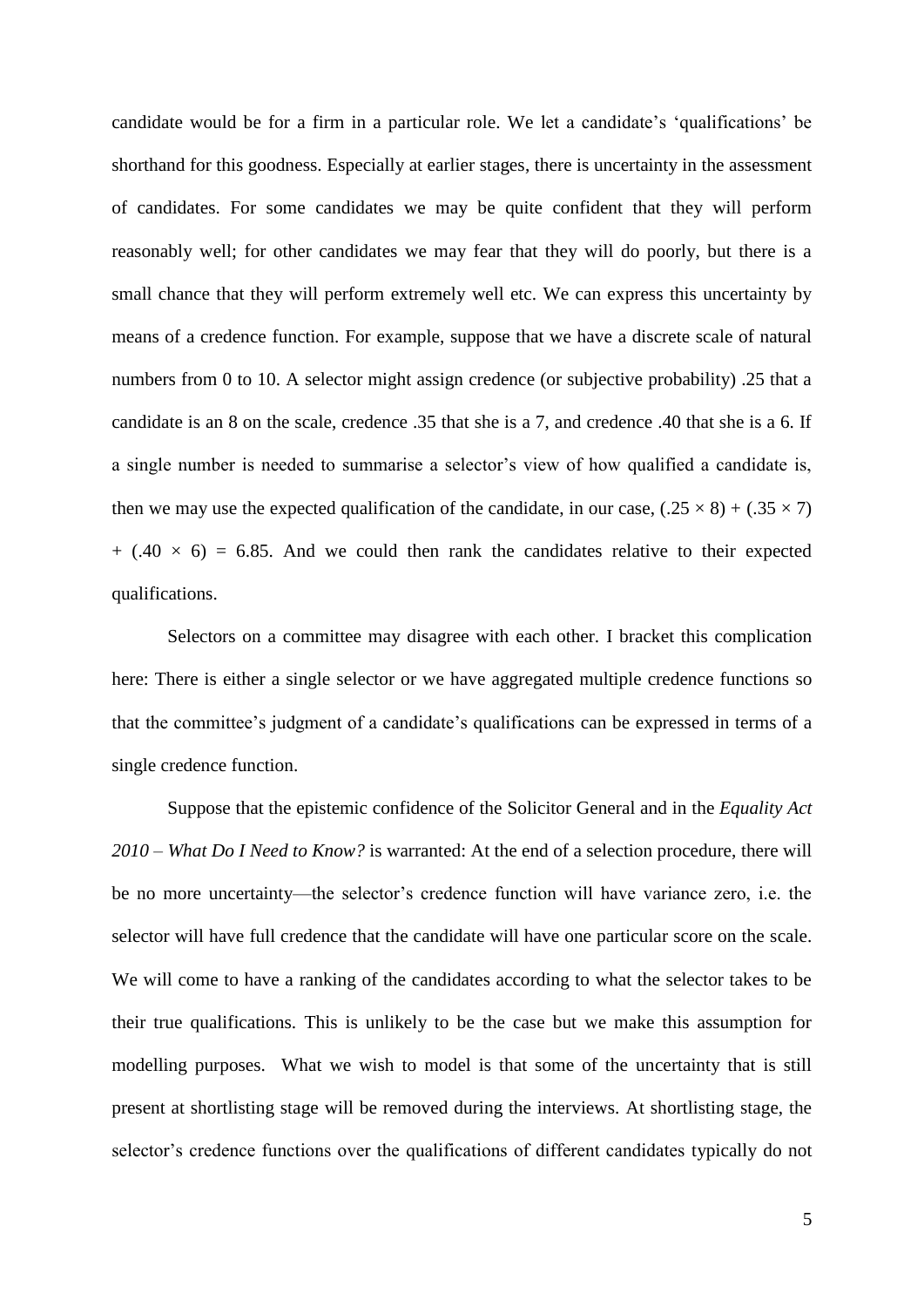candidate would be for a firm in a particular role. We let a candidate's 'qualifications' be shorthand for this goodness. Especially at earlier stages, there is uncertainty in the assessment of candidates. For some candidates we may be quite confident that they will perform reasonably well; for other candidates we may fear that they will do poorly, but there is a small chance that they will perform extremely well etc. We can express this uncertainty by means of a credence function. For example, suppose that we have a discrete scale of natural numbers from 0 to 10. A selector might assign credence (or subjective probability) .25 that a candidate is an 8 on the scale, credence .35 that she is a 7, and credence .40 that she is a 6. If a single number is needed to summarise a selector's view of how qualified a candidate is, then we may use the expected qualification of the candidate, in our case, $(.25 \times 8) + (.35 \times 7) + (.40 \times 6) = 6.85$. And we could then rank the candidates relative to their expected qualifications.

Selectors on a committee may disagree with each other. I bracket this complication here: There is either a single selector or we have aggregated multiple credence functions so that the committee's judgment of a candidate's qualifications can be expressed in terms of a single credence function.

Suppose that the epistemic confidence of the Solicitor General and in the *Equality Act 2010 – What Do I Need to Know?* is warranted: At the end of a selection procedure, there will be no more uncertainty—the selector's credence function will have variance zero, i.e. the selector will have full credence that the candidate will have one particular score on the scale. We will come to have a ranking of the candidates according to what the selector takes to be their true qualifications. This is unlikely to be the case but we make this assumption for modelling purposes. What we wish to model is that some of the uncertainty that is still present at shortlisting stage will be removed during the interviews. At shortlisting stage, the selector's credence functions over the qualifications of different candidates typically do not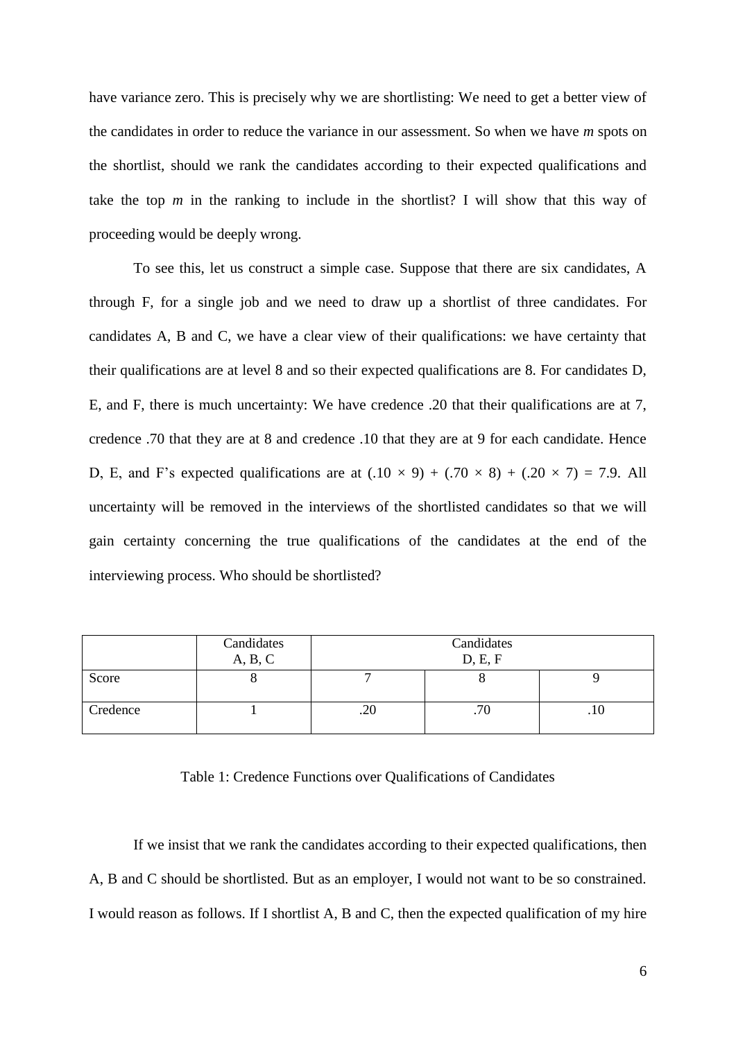have variance zero. This is precisely why we are shortlisting: We need to get a better view of the candidates in order to reduce the variance in our assessment. So when we have *m* spots on the shortlist, should we rank the candidates according to their expected qualifications and take the top *m* in the ranking to include in the shortlist? I will show that this way of proceeding would be deeply wrong.

To see this, let us construct a simple case. Suppose that there are six candidates, A through F, for a single job and we need to draw up a shortlist of three candidates. For candidates A, B and C, we have a clear view of their qualifications: we have certainty that their qualifications are at level 8 and so their expected qualifications are 8. For candidates D, E, and F, there is much uncertainty: We have credence .20 that their qualifications are at 7, credence .70 that they are at 8 and credence .10 that they are at 9 for each candidate. Hence D, E, and F's expected qualifications are at $(.10 \times 9) + (.70 \times 8) + (.20 \times 7) = 7.9$. All uncertainty will be removed in the interviews of the shortlisted candidates so that we will gain certainty concerning the true qualifications of the candidates at the end of the interviewing process. Who should be shortlisted?

| | Candidates A, B, C | Candidates D, E, F | | |
|---|---|---|---|---|
| Score | 8 | 7 | 8 | 9 |
| Credence | 1 | .20 | .70 | .10 |

Table 1: Credence Functions over Qualifications of Candidates

If we insist that we rank the candidates according to their expected qualifications, then A, B and C should be shortlisted. But as an employer, I would not want to be so constrained. I would reason as follows. If I shortlist A, B and C, then the expected qualification of my hire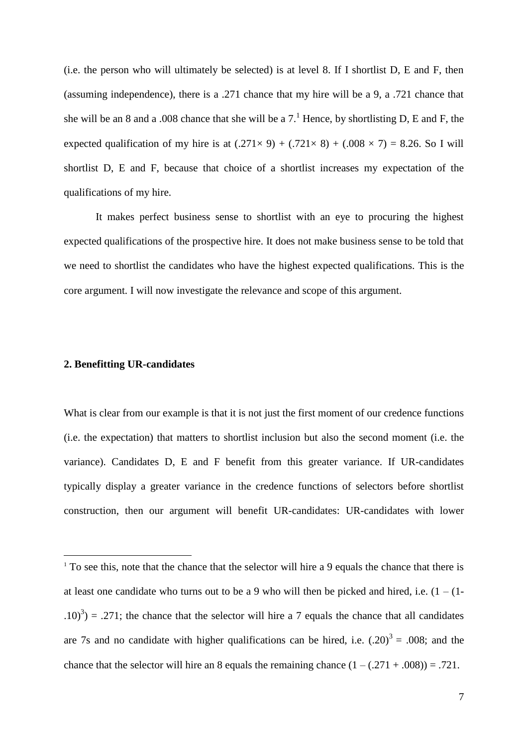(i.e. the person who will ultimately be selected) is at level 8. If I shortlist D, E and F, then (assuming independence), there is a .271 chance that my hire will be a 9, a .721 chance that she will be an 8 and a .008 chance that she will be a 7.[1] Hence, by shortlisting D, E and F, the expected qualification of my hire is at $(.271\times 9) + (.721\times 8) + (.008 \times 7) = 8.26$. So I will shortlist D, E and F, because that choice of a shortlist increases my expectation of the qualifications of my hire.

It makes perfect business sense to shortlist with an eye to procuring the highest expected qualifications of the prospective hire. It does not make business sense to be told that we need to shortlist the candidates who have the highest expected qualifications. This is the core argument. I will now investigate the relevance and scope of this argument.

## 2. Benefitting UR-candidates

What is clear from our example is that it is not just the first moment of our credence functions (i.e. the expectation) that matters to shortlist inclusion but also the second moment (i.e. the variance). Candidates D, E and F benefit from this greater variance. If UR-candidates typically display a greater variance in the credence functions of selectors before shortlist construction, then our argument will benefit UR-candidates: UR-candidates with lower

---

[1] To see this, note that the chance that the selector will hire a 9 equals the chance that there is at least one candidate who turns out to be a 9 who will then be picked and hired, i.e. $(1 - (1-.10)^3) = .271$; the chance that the selector will hire a 7 equals the chance that all candidates are 7s and no candidate with higher qualifications can be hired, i.e. $(.20)^3 = .008$; and the chance that the selector will hire an 8 equals the remaining chance $(1 - (.271 + .008)) = .721$.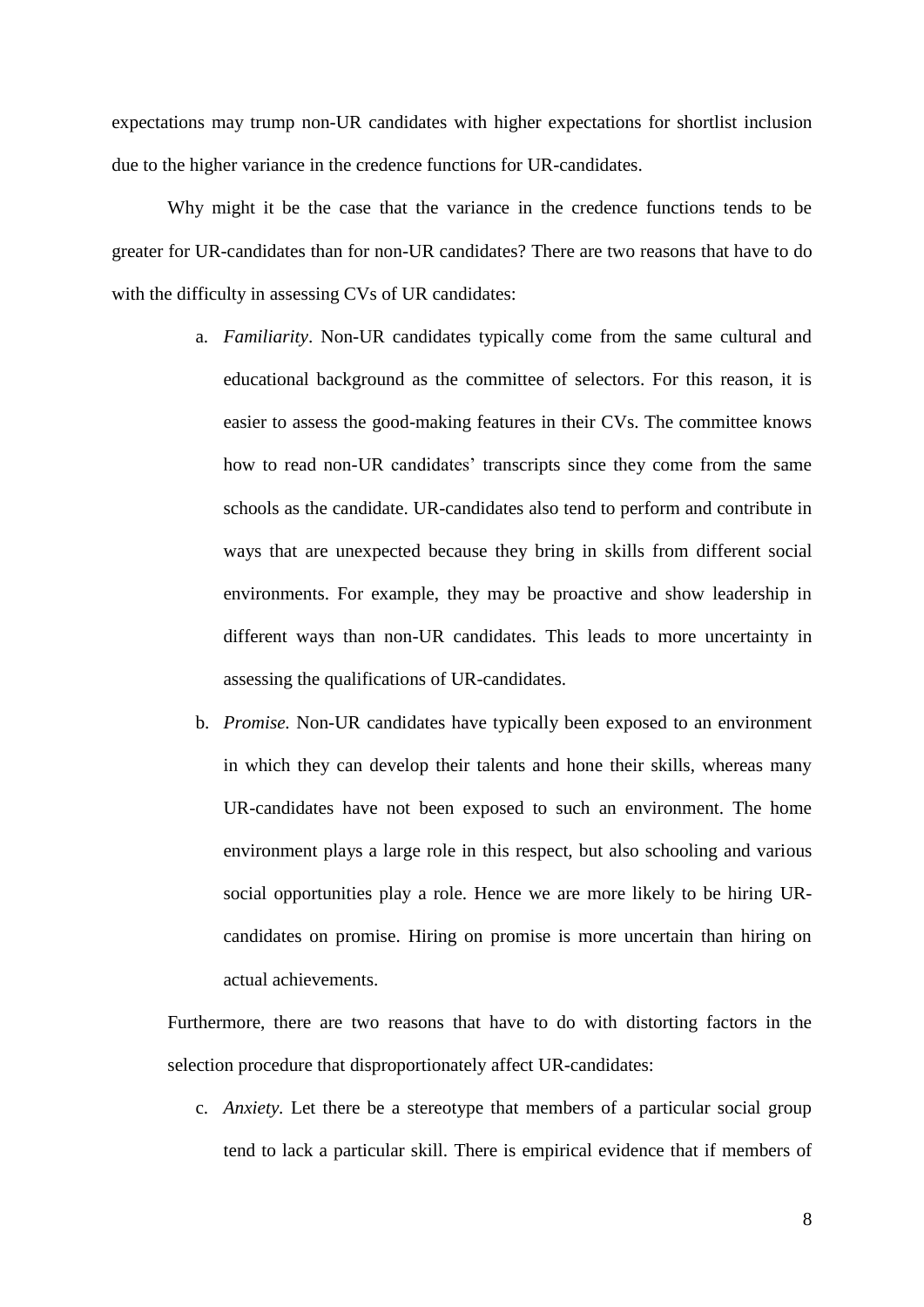expectations may trump non-UR candidates with higher expectations for shortlist inclusion due to the higher variance in the credence functions for UR-candidates.

Why might it be the case that the variance in the credence functions tends to be greater for UR-candidates than for non-UR candidates? There are two reasons that have to do with the difficulty in assessing CVs of UR candidates:

a. *Familiarity*. Non-UR candidates typically come from the same cultural and educational background as the committee of selectors. For this reason, it is easier to assess the good-making features in their CVs. The committee knows how to read non-UR candidates' transcripts since they come from the same schools as the candidate. UR-candidates also tend to perform and contribute in ways that are unexpected because they bring in skills from different social environments. For example, they may be proactive and show leadership in different ways than non-UR candidates. This leads to more uncertainty in assessing the qualifications of UR-candidates.

b. *Promise.* Non-UR candidates have typically been exposed to an environment in which they can develop their talents and hone their skills, whereas many UR-candidates have not been exposed to such an environment. The home environment plays a large role in this respect, but also schooling and various social opportunities play a role. Hence we are more likely to be hiring UR-candidates on promise. Hiring on promise is more uncertain than hiring on actual achievements.

Furthermore, there are two reasons that have to do with distorting factors in the selection procedure that disproportionately affect UR-candidates:

c. *Anxiety.* Let there be a stereotype that members of a particular social group tend to lack a particular skill. There is empirical evidence that if members of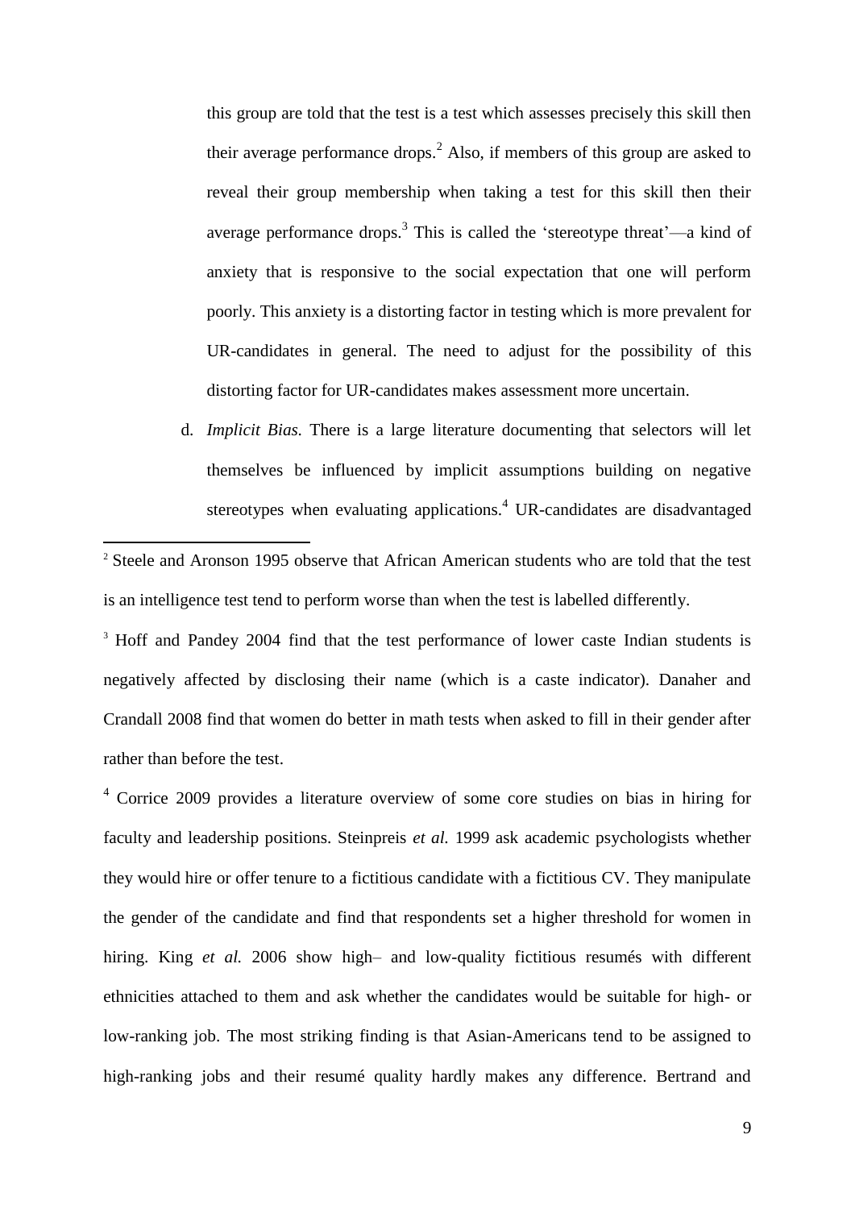this group are told that the test is a test which assesses precisely this skill then their average performance drops.[2] Also, if members of this group are asked to reveal their group membership when taking a test for this skill then their average performance drops.[3] This is called the 'stereotype threat'—a kind of anxiety that is responsive to the social expectation that one will perform poorly. This anxiety is a distorting factor in testing which is more prevalent for UR-candidates in general. The need to adjust for the possibility of this distorting factor for UR-candidates makes assessment more uncertain.

d. *Implicit Bias.* There is a large literature documenting that selectors will let themselves be influenced by implicit assumptions building on negative stereotypes when evaluating applications.[4] UR-candidates are disadvantaged

---

[2] Steele and Aronson 1995 observe that African American students who are told that the test is an intelligence test tend to perform worse than when the test is labelled differently.

[3] Hoff and Pandey 2004 find that the test performance of lower caste Indian students is negatively affected by disclosing their name (which is a caste indicator). Danaher and Crandall 2008 find that women do better in math tests when asked to fill in their gender after rather than before the test.

[4] Corrice 2009 provides a literature overview of some core studies on bias in hiring for faculty and leadership positions. Steinpreis *et al.* 1999 ask academic psychologists whether they would hire or offer tenure to a fictitious candidate with a fictitious CV. They manipulate the gender of the candidate and find that respondents set a higher threshold for women in hiring. King *et al.* 2006 show high– and low-quality fictitious resumés with different ethnicities attached to them and ask whether the candidates would be suitable for high- or low-ranking job. The most striking finding is that Asian-Americans tend to be assigned to high-ranking jobs and their resumé quality hardly makes any difference. Bertrand and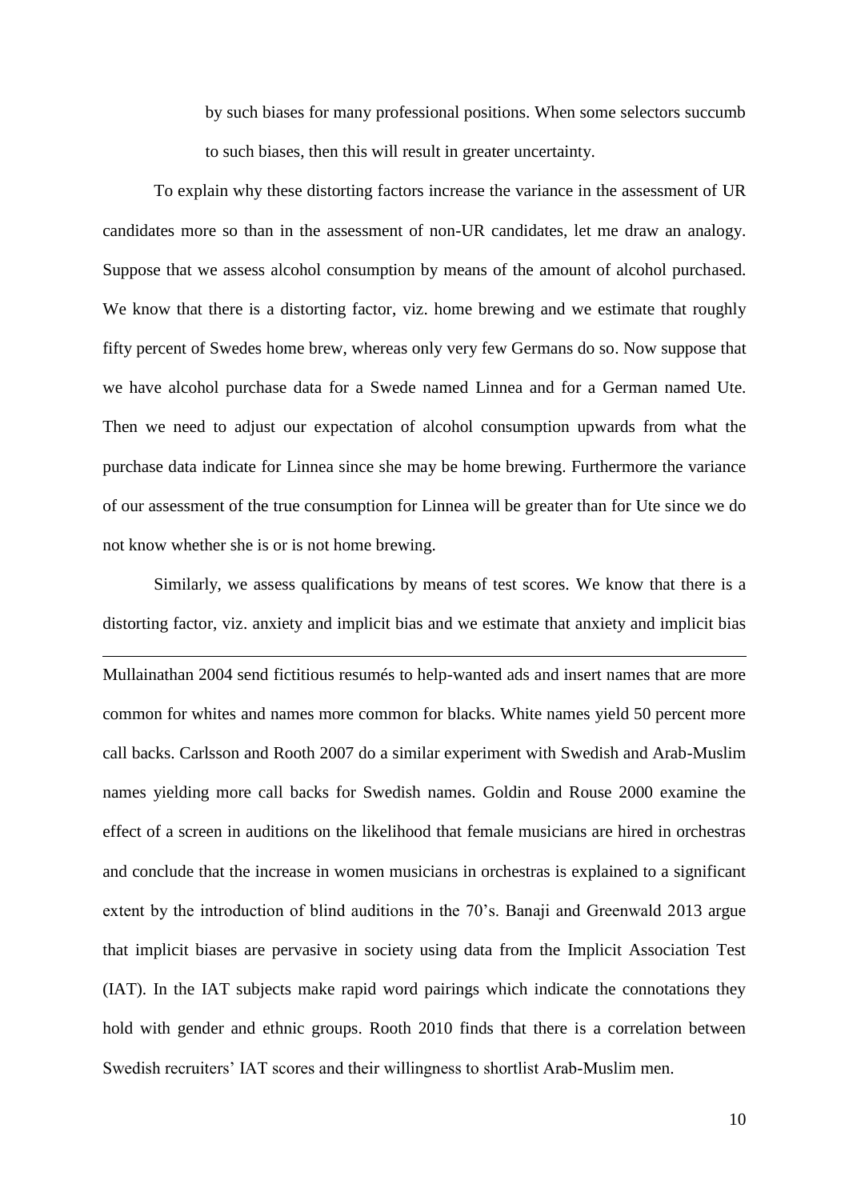by such biases for many professional positions. When some selectors succumb to such biases, then this will result in greater uncertainty.

To explain why these distorting factors increase the variance in the assessment of UR candidates more so than in the assessment of non-UR candidates, let me draw an analogy. Suppose that we assess alcohol consumption by means of the amount of alcohol purchased. We know that there is a distorting factor, viz. home brewing and we estimate that roughly fifty percent of Swedes home brew, whereas only very few Germans do so. Now suppose that we have alcohol purchase data for a Swede named Linnea and for a German named Ute. Then we need to adjust our expectation of alcohol consumption upwards from what the purchase data indicate for Linnea since she may be home brewing. Furthermore the variance of our assessment of the true consumption for Linnea will be greater than for Ute since we do not know whether she is or is not home brewing.

Similarly, we assess qualifications by means of test scores. We know that there is a distorting factor, viz. anxiety and implicit bias and we estimate that anxiety and implicit bias

---

Mullainathan 2004 send fictitious resumés to help-wanted ads and insert names that are more common for whites and names more common for blacks. White names yield 50 percent more call backs. Carlsson and Rooth 2007 do a similar experiment with Swedish and Arab-Muslim names yielding more call backs for Swedish names. Goldin and Rouse 2000 examine the effect of a screen in auditions on the likelihood that female musicians are hired in orchestras and conclude that the increase in women musicians in orchestras is explained to a significant extent by the introduction of blind auditions in the 70's. Banaji and Greenwald 2013 argue that implicit biases are pervasive in society using data from the Implicit Association Test (IAT). In the IAT subjects make rapid word pairings which indicate the connotations they hold with gender and ethnic groups. Rooth 2010 finds that there is a correlation between Swedish recruiters' IAT scores and their willingness to shortlist Arab-Muslim men.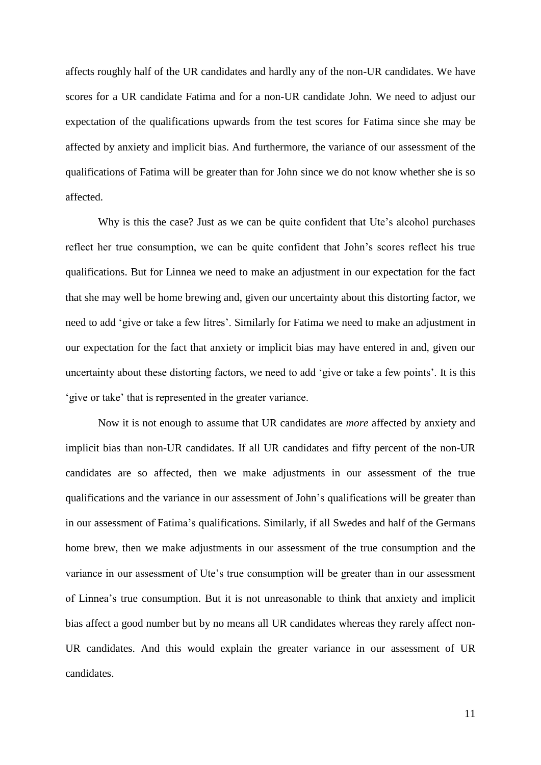affects roughly half of the UR candidates and hardly any of the non-UR candidates. We have scores for a UR candidate Fatima and for a non-UR candidate John. We need to adjust our expectation of the qualifications upwards from the test scores for Fatima since she may be affected by anxiety and implicit bias. And furthermore, the variance of our assessment of the qualifications of Fatima will be greater than for John since we do not know whether she is so affected.

Why is this the case? Just as we can be quite confident that Ute's alcohol purchases reflect her true consumption, we can be quite confident that John's scores reflect his true qualifications. But for Linnea we need to make an adjustment in our expectation for the fact that she may well be home brewing and, given our uncertainty about this distorting factor, we need to add 'give or take a few litres'. Similarly for Fatima we need to make an adjustment in our expectation for the fact that anxiety or implicit bias may have entered in and, given our uncertainty about these distorting factors, we need to add 'give or take a few points'. It is this 'give or take' that is represented in the greater variance.

Now it is not enough to assume that UR candidates are *more* affected by anxiety and implicit bias than non-UR candidates. If all UR candidates and fifty percent of the non-UR candidates are so affected, then we make adjustments in our assessment of the true qualifications and the variance in our assessment of John's qualifications will be greater than in our assessment of Fatima's qualifications. Similarly, if all Swedes and half of the Germans home brew, then we make adjustments in our assessment of the true consumption and the variance in our assessment of Ute's true consumption will be greater than in our assessment of Linnea's true consumption. But it is not unreasonable to think that anxiety and implicit bias affect a good number but by no means all UR candidates whereas they rarely affect non-UR candidates. And this would explain the greater variance in our assessment of UR candidates.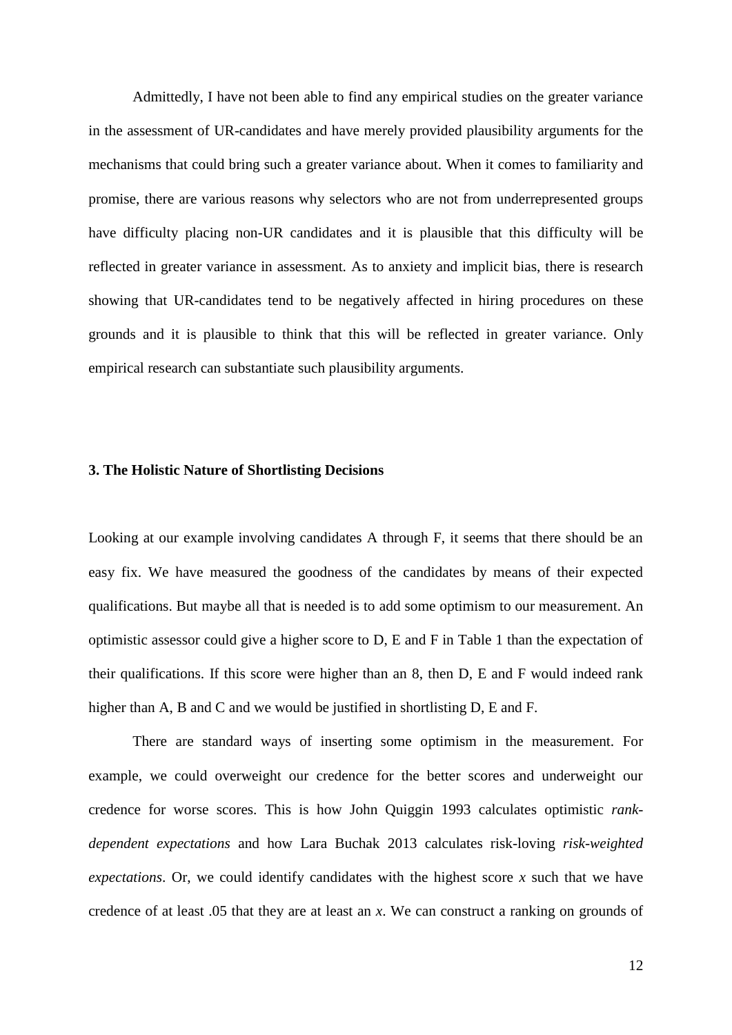Admittedly, I have not been able to find any empirical studies on the greater variance in the assessment of UR-candidates and have merely provided plausibility arguments for the mechanisms that could bring such a greater variance about. When it comes to familiarity and promise, there are various reasons why selectors who are not from underrepresented groups have difficulty placing non-UR candidates and it is plausible that this difficulty will be reflected in greater variance in assessment. As to anxiety and implicit bias, there is research showing that UR-candidates tend to be negatively affected in hiring procedures on these grounds and it is plausible to think that this will be reflected in greater variance. Only empirical research can substantiate such plausibility arguments.

### 3. The Holistic Nature of Shortlisting Decisions

Looking at our example involving candidates A through F, it seems that there should be an easy fix. We have measured the goodness of the candidates by means of their expected qualifications. But maybe all that is needed is to add some optimism to our measurement. An optimistic assessor could give a higher score to D, E and F in Table 1 than the expectation of their qualifications. If this score were higher than an 8, then D, E and F would indeed rank higher than A, B and C and we would be justified in shortlisting D, E and F.

There are standard ways of inserting some optimism in the measurement. For example, we could overweight our credence for the better scores and underweight our credence for worse scores. This is how John Quiggin 1993 calculates optimistic *rank-dependent expectations* and how Lara Buchak 2013 calculates risk-loving *risk-weighted expectations*. Or, we could identify candidates with the highest score $x$ such that we have credence of at least .05 that they are at least an $x$. We can construct a ranking on grounds of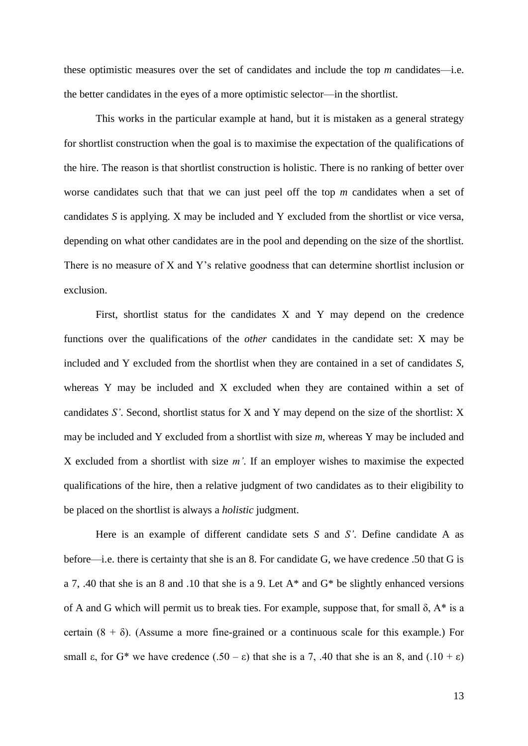these optimistic measures over the set of candidates and include the top *m* candidates—i.e. the better candidates in the eyes of a more optimistic selector—in the shortlist.

This works in the particular example at hand, but it is mistaken as a general strategy for shortlist construction when the goal is to maximise the expectation of the qualifications of the hire. The reason is that shortlist construction is holistic. There is no ranking of better over worse candidates such that that we can just peel off the top *m* candidates when a set of candidates *S* is applying. X may be included and Y excluded from the shortlist or vice versa, depending on what other candidates are in the pool and depending on the size of the shortlist. There is no measure of X and Y's relative goodness that can determine shortlist inclusion or exclusion.

First, shortlist status for the candidates X and Y may depend on the credence functions over the qualifications of the *other* candidates in the candidate set: X may be included and Y excluded from the shortlist when they are contained in a set of candidates *S*, whereas Y may be included and X excluded when they are contained within a set of candidates *S'*. Second, shortlist status for X and Y may depend on the size of the shortlist: X may be included and Y excluded from a shortlist with size *m*, whereas Y may be included and X excluded from a shortlist with size *m'*. If an employer wishes to maximise the expected qualifications of the hire, then a relative judgment of two candidates as to their eligibility to be placed on the shortlist is always a *holistic* judgment.

Here is an example of different candidate sets *S* and *S'*. Define candidate A as before—i.e. there is certainty that she is an 8. For candidate G, we have credence .50 that G is a 7, .40 that she is an 8 and .10 that she is a 9. Let A* and G* be slightly enhanced versions of A and G which will permit us to break ties. For example, suppose that, for small $\delta$, A* is a certain $(8 + \delta)$. (Assume a more fine-grained or a continuous scale for this example.) For small $\varepsilon$, for G* we have credence $(.50 - \varepsilon)$ that she is a 7, .40 that she is an 8, and $(.10 + \varepsilon)$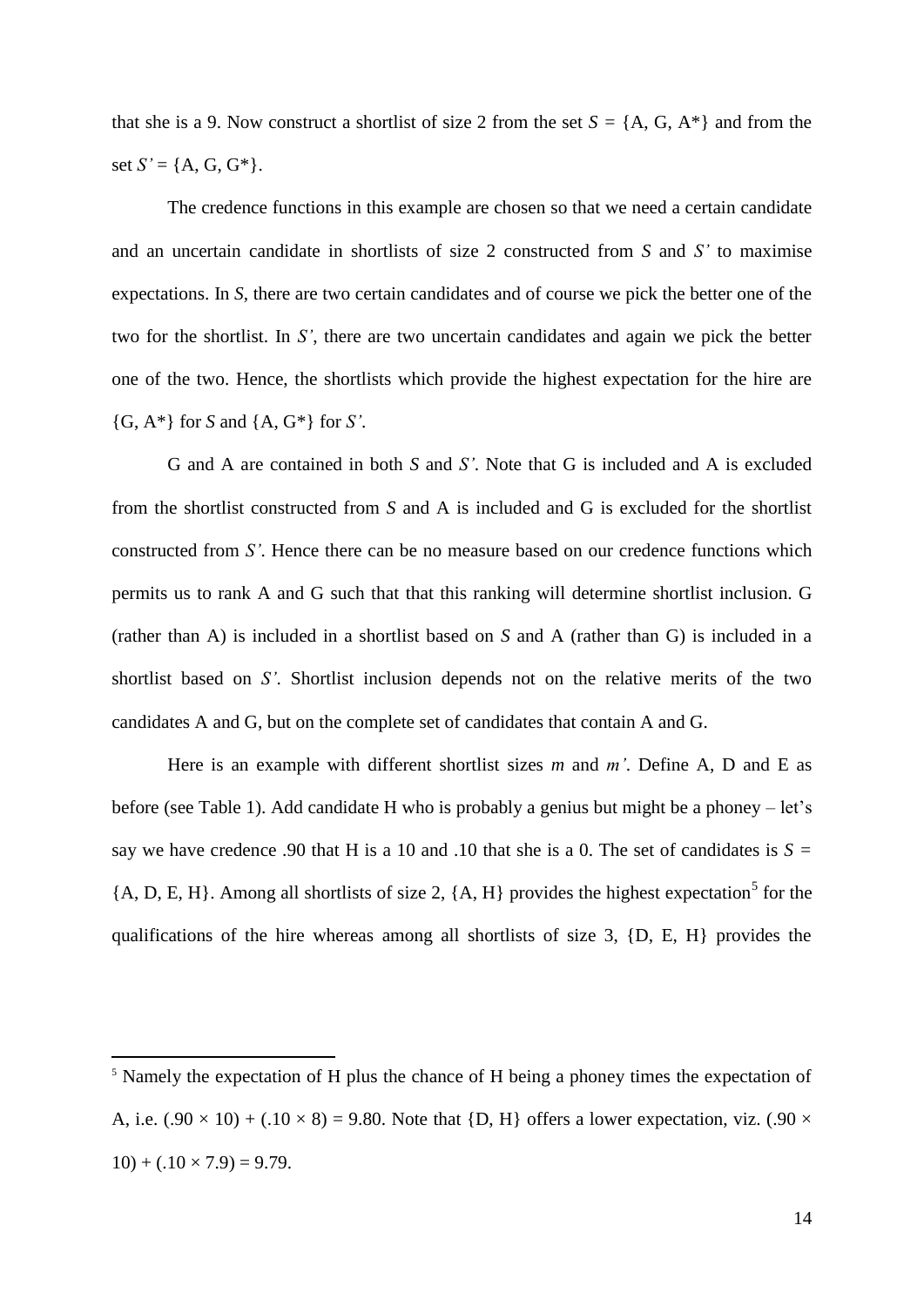that she is a 9. Now construct a shortlist of size 2 from the set $S$ = {A, G, A*} and from the set $S'$ = {A, G, G*}.

The credence functions in this example are chosen so that we need a certain candidate and an uncertain candidate in shortlists of size 2 constructed from $S$ and $S'$ to maximise expectations. In $S$, there are two certain candidates and of course we pick the better one of the two for the shortlist. In $S'$, there are two uncertain candidates and again we pick the better one of the two. Hence, the shortlists which provide the highest expectation for the hire are {G, A*} for $S$ and {A, G*} for $S'$.

G and A are contained in both $S$ and $S'$. Note that G is included and A is excluded from the shortlist constructed from $S$ and A is included and G is excluded for the shortlist constructed from $S'$. Hence there can be no measure based on our credence functions which permits us to rank A and G such that that this ranking will determine shortlist inclusion. G (rather than A) is included in a shortlist based on $S$ and A (rather than G) is included in a shortlist based on $S'$. Shortlist inclusion depends not on the relative merits of the two candidates A and G, but on the complete set of candidates that contain A and G.

Here is an example with different shortlist sizes $m$ and $m'$. Define A, D and E as before (see Table 1). Add candidate H who is probably a genius but might be a phoney – let's say we have credence .90 that H is a 10 and .10 that she is a 0. The set of candidates is $S$ = {A, D, E, H}. Among all shortlists of size 2, {A, H} provides the highest expectation[5] for the qualifications of the hire whereas among all shortlists of size 3, {D, E, H} provides the

[5] Namely the expectation of H plus the chance of H being a phoney times the expectation of A, i.e. $(.90 \times 10) + (.10 \times 8) = 9.80$. Note that {D, H} offers a lower expectation, viz. $(.90 \times 10) + (.10 \times 7.9) = 9.79$.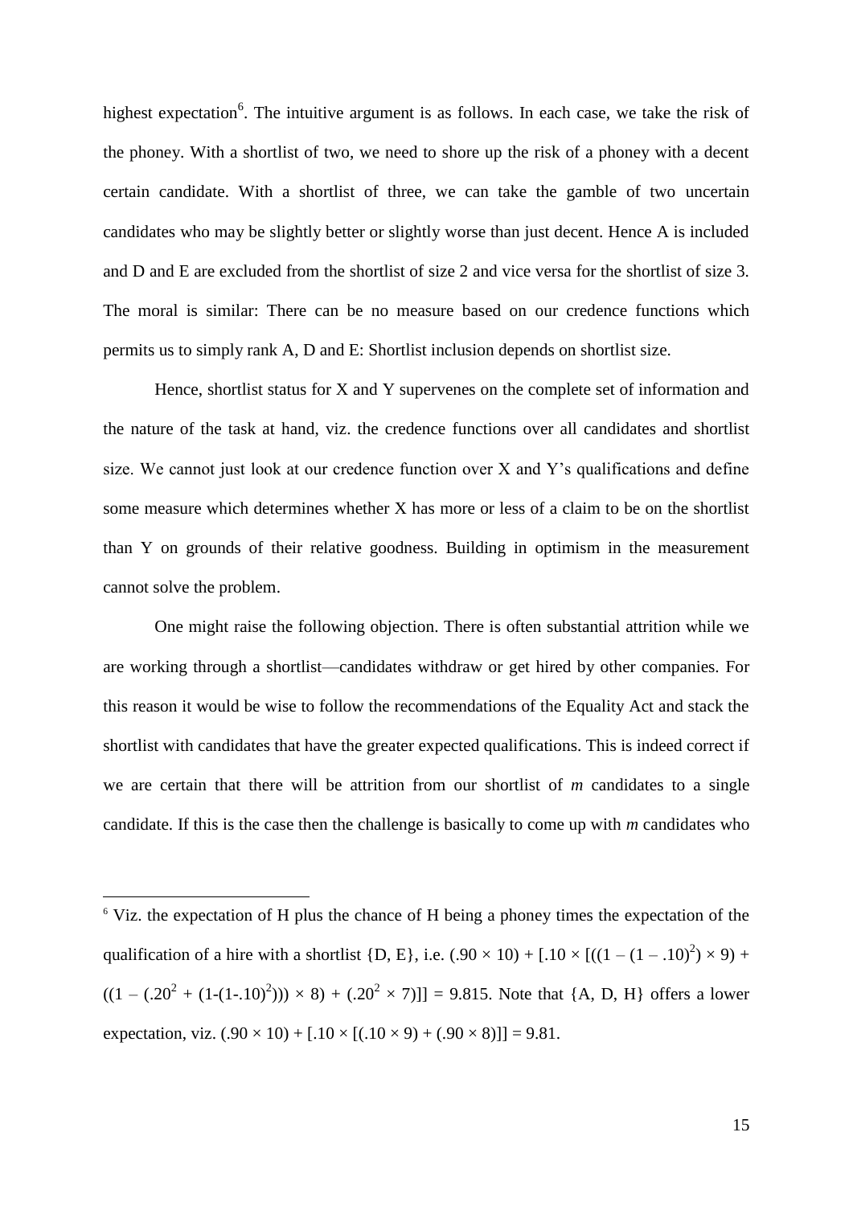highest expectation[6]. The intuitive argument is as follows. In each case, we take the risk of the phoney. With a shortlist of two, we need to shore up the risk of a phoney with a decent certain candidate. With a shortlist of three, we can take the gamble of two uncertain candidates who may be slightly better or slightly worse than just decent. Hence A is included and D and E are excluded from the shortlist of size 2 and vice versa for the shortlist of size 3. The moral is similar: There can be no measure based on our credence functions which permits us to simply rank A, D and E: Shortlist inclusion depends on shortlist size.

Hence, shortlist status for X and Y supervenes on the complete set of information and the nature of the task at hand, viz. the credence functions over all candidates and shortlist size. We cannot just look at our credence function over X and Y's qualifications and define some measure which determines whether X has more or less of a claim to be on the shortlist than Y on grounds of their relative goodness. Building in optimism in the measurement cannot solve the problem.

One might raise the following objection. There is often substantial attrition while we are working through a shortlist—candidates withdraw or get hired by other companies. For this reason it would be wise to follow the recommendations of the Equality Act and stack the shortlist with candidates that have the greater expected qualifications. This is indeed correct if we are certain that there will be attrition from our shortlist of *m* candidates to a single candidate. If this is the case then the challenge is basically to come up with *m* candidates who

---

[6] Viz. the expectation of H plus the chance of H being a phoney times the expectation of the qualification of a hire with a shortlist {D, E}, i.e. $(.90 \times 10) + [.10 \times [((1 - (1 - .10)^2) \times 9) + ((1 - (.20^2 + (1-(1-.10)^2))) \times 8) + (.20^2 \times 7)]] = 9.815$. Note that {A, D, H} offers a lower expectation, viz. $(.90 \times 10) + [.10 \times [(.10 \times 9) + (.90 \times 8)]] = 9.81$.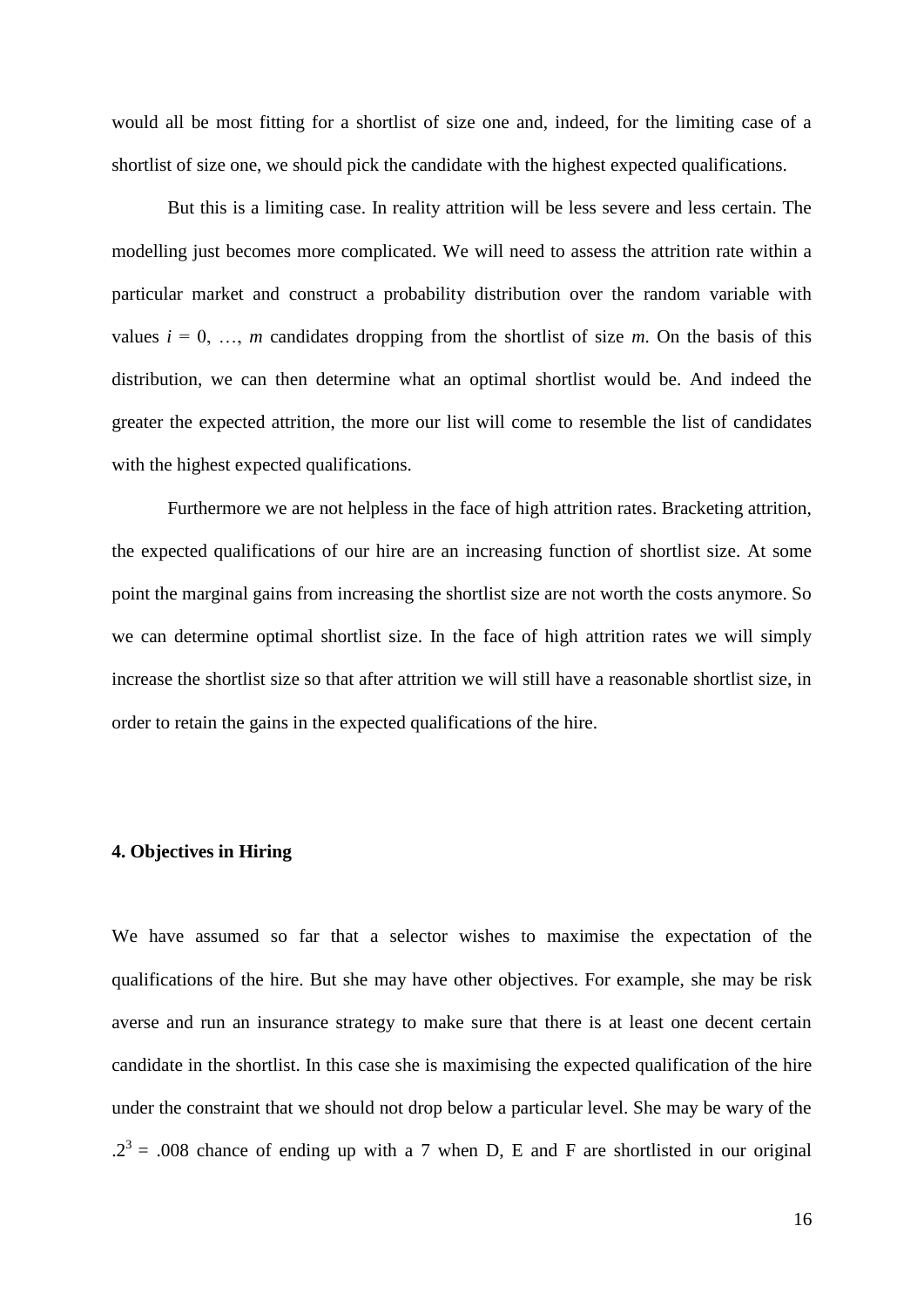would all be most fitting for a shortlist of size one and, indeed, for the limiting case of a shortlist of size one, we should pick the candidate with the highest expected qualifications.

But this is a limiting case. In reality attrition will be less severe and less certain. The modelling just becomes more complicated. We will need to assess the attrition rate within a particular market and construct a probability distribution over the random variable with values $i = 0, \ldots, m$ candidates dropping from the shortlist of size $m$. On the basis of this distribution, we can then determine what an optimal shortlist would be. And indeed the greater the expected attrition, the more our list will come to resemble the list of candidates with the highest expected qualifications.

Furthermore we are not helpless in the face of high attrition rates. Bracketing attrition, the expected qualifications of our hire are an increasing function of shortlist size. At some point the marginal gains from increasing the shortlist size are not worth the costs anymore. So we can determine optimal shortlist size. In the face of high attrition rates we will simply increase the shortlist size so that after attrition we will still have a reasonable shortlist size, in order to retain the gains in the expected qualifications of the hire.

**4. Objectives in Hiring**

We have assumed so far that a selector wishes to maximise the expectation of the qualifications of the hire. But she may have other objectives. For example, she may be risk averse and run an insurance strategy to make sure that there is at least one decent certain candidate in the shortlist. In this case she is maximising the expected qualification of the hire under the constraint that we should not drop below a particular level. She may be wary of the $.2^3 = .008$ chance of ending up with a 7 when D, E and F are shortlisted in our original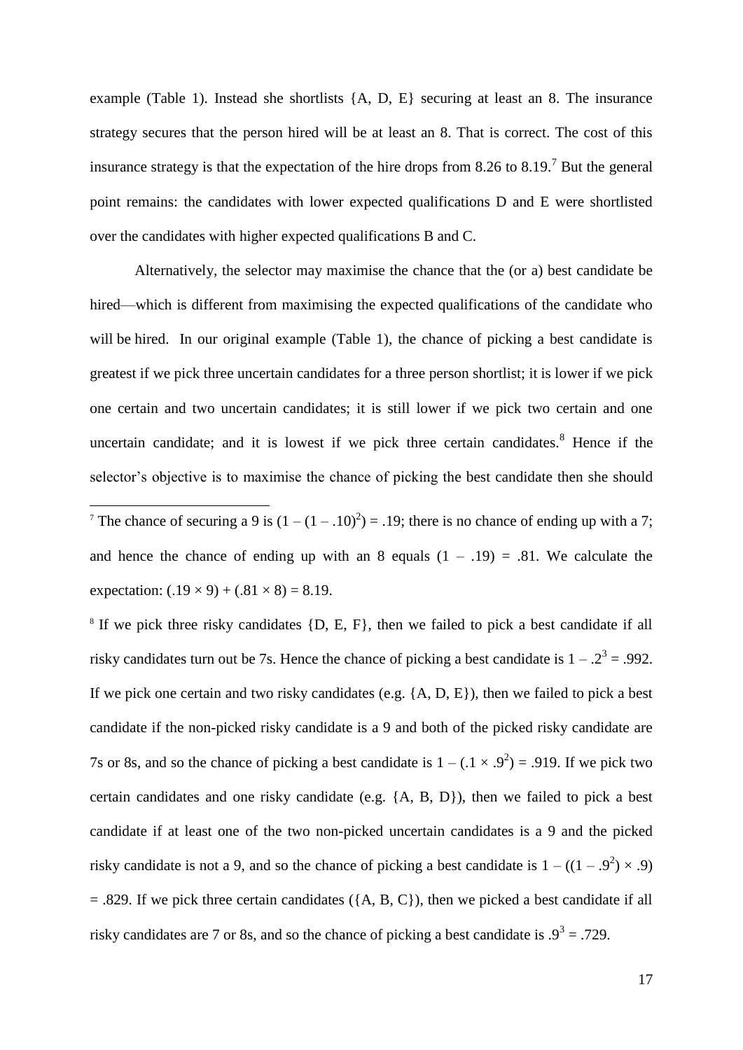example (Table 1). Instead she shortlists {A, D, E} securing at least an 8. The insurance strategy secures that the person hired will be at least an 8. That is correct. The cost of this insurance strategy is that the expectation of the hire drops from 8.26 to 8.19.[7] But the general point remains: the candidates with lower expected qualifications D and E were shortlisted over the candidates with higher expected qualifications B and C.

Alternatively, the selector may maximise the chance that the (or a) best candidate be hired—which is different from maximising the expected qualifications of the candidate who will be hired. In our original example (Table 1), the chance of picking a best candidate is greatest if we pick three uncertain candidates for a three person shortlist; it is lower if we pick one certain and two uncertain candidates; it is still lower if we pick two certain and one uncertain candidate; and it is lowest if we pick three certain candidates.[8] Hence if the selector's objective is to maximise the chance of picking the best candidate then she should

---

[7] The chance of securing a 9 is $(1 - (1 - .10)^2) = .19$; there is no chance of ending up with a 7; and hence the chance of ending up with an 8 equals $(1 - .19) = .81$. We calculate the expectation: $(.19 \times 9) + (.81 \times 8) = 8.19$.

[8] If we pick three risky candidates {D, E, F}, then we failed to pick a best candidate if all risky candidates turn out be 7s. Hence the chance of picking a best candidate is $1 - .2^3 = .992$. If we pick one certain and two risky candidates (e.g. {A, D, E}), then we failed to pick a best candidate if the non-picked risky candidate is a 9 and both of the picked risky candidate are 7s or 8s, and so the chance of picking a best candidate is $1 - (.1 \times .9^2) = .919$. If we pick two certain candidates and one risky candidate (e.g. {A, B, D}), then we failed to pick a best candidate if at least one of the two non-picked uncertain candidates is a 9 and the picked risky candidate is not a 9, and so the chance of picking a best candidate is $1 - ((1 - .9^2) \times .9) = .829$. If we pick three certain candidates ({A, B, C}), then we picked a best candidate if all risky candidates are 7 or 8s, and so the chance of picking a best candidate is $.9^3 = .729$.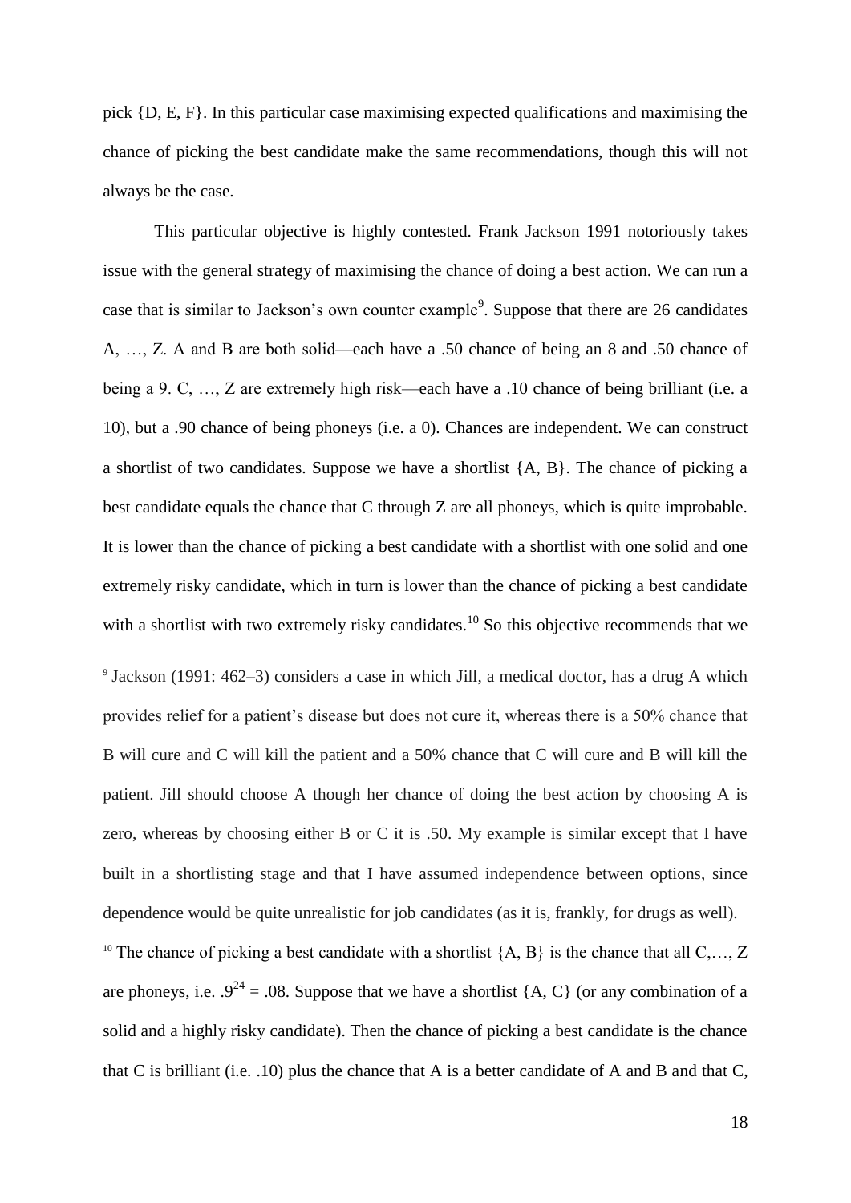pick {D, E, F}. In this particular case maximising expected qualifications and maximising the chance of picking the best candidate make the same recommendations, though this will not always be the case.

This particular objective is highly contested. Frank Jackson 1991 notoriously takes issue with the general strategy of maximising the chance of doing a best action. We can run a case that is similar to Jackson's own counter example[9]. Suppose that there are 26 candidates A, …, Z. A and B are both solid—each have a .50 chance of being an 8 and .50 chance of being a 9. C, …, Z are extremely high risk—each have a .10 chance of being brilliant (i.e. a 10), but a .90 chance of being phoneys (i.e. a 0). Chances are independent. We can construct a shortlist of two candidates. Suppose we have a shortlist {A, B}. The chance of picking a best candidate equals the chance that C through Z are all phoneys, which is quite improbable. It is lower than the chance of picking a best candidate with a shortlist with one solid and one extremely risky candidate, which in turn is lower than the chance of picking a best candidate with a shortlist with two extremely risky candidates.[10] So this objective recommends that we

---

[9] Jackson (1991: 462–3) considers a case in which Jill, a medical doctor, has a drug A which provides relief for a patient's disease but does not cure it, whereas there is a 50% chance that B will cure and C will kill the patient and a 50% chance that C will cure and B will kill the patient. Jill should choose A though her chance of doing the best action by choosing A is zero, whereas by choosing either B or C it is .50. My example is similar except that I have built in a shortlisting stage and that I have assumed independence between options, since dependence would be quite unrealistic for job candidates (as it is, frankly, for drugs as well).

[10] The chance of picking a best candidate with a shortlist {A, B} is the chance that all C,…, Z are phoneys, i.e. $.9^{24} = .08$. Suppose that we have a shortlist {A, C} (or any combination of a solid and a highly risky candidate). Then the chance of picking a best candidate is the chance that C is brilliant (i.e. .10) plus the chance that A is a better candidate of A and B and that C,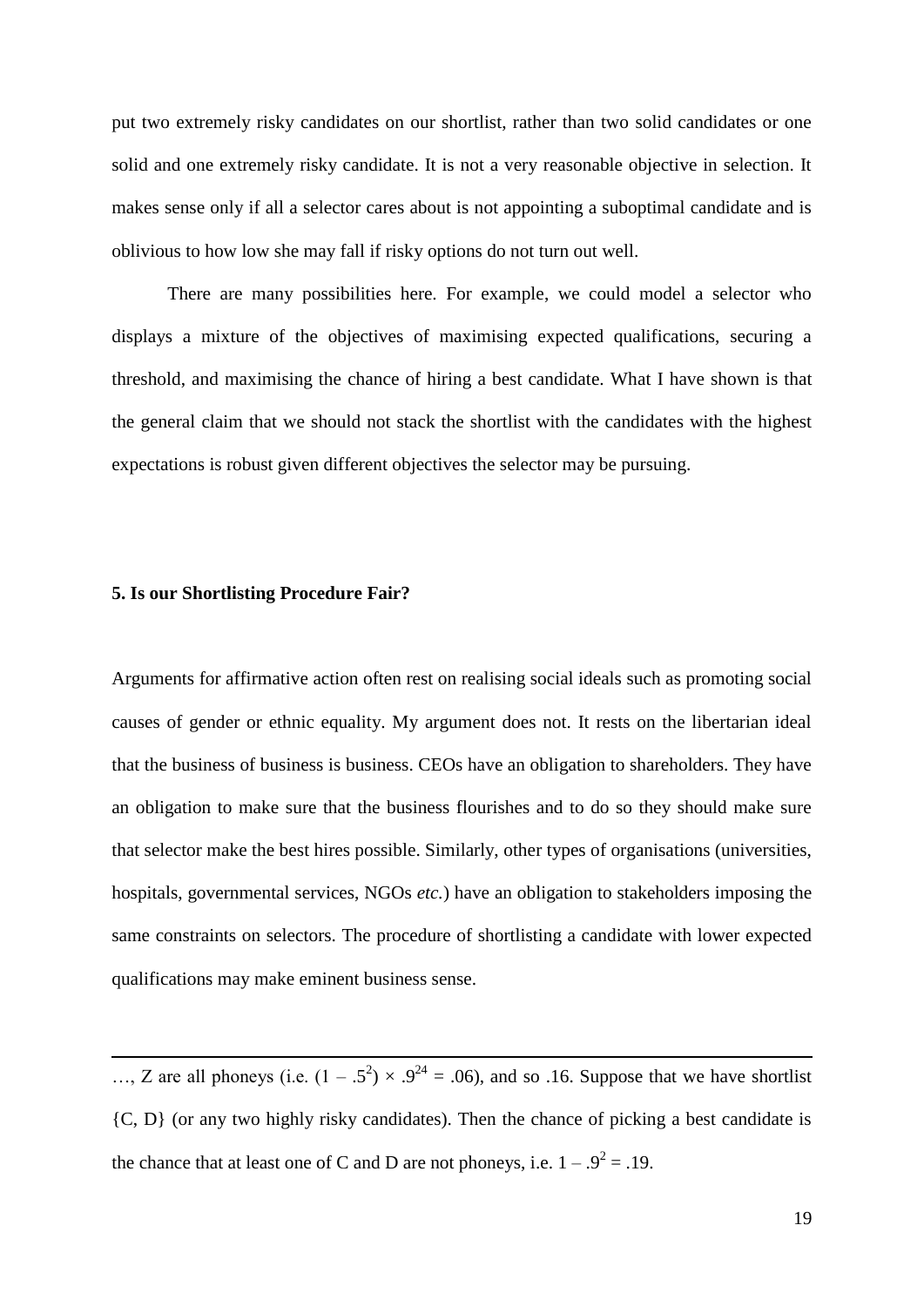put two extremely risky candidates on our shortlist, rather than two solid candidates or one solid and one extremely risky candidate. It is not a very reasonable objective in selection. It makes sense only if all a selector cares about is not appointing a suboptimal candidate and is oblivious to how low she may fall if risky options do not turn out well.

There are many possibilities here. For example, we could model a selector who displays a mixture of the objectives of maximising expected qualifications, securing a threshold, and maximising the chance of hiring a best candidate. What I have shown is that the general claim that we should not stack the shortlist with the candidates with the highest expectations is robust given different objectives the selector may be pursuing.

### 5. Is our Shortlisting Procedure Fair?

Arguments for affirmative action often rest on realising social ideals such as promoting social causes of gender or ethnic equality. My argument does not. It rests on the libertarian ideal that the business of business is business. CEOs have an obligation to shareholders. They have an obligation to make sure that the business flourishes and to do so they should make sure that selector make the best hires possible. Similarly, other types of organisations (universities, hospitals, governmental services, NGOs *etc.*) have an obligation to stakeholders imposing the same constraints on selectors. The procedure of shortlisting a candidate with lower expected qualifications may make eminent business sense.

---

…, Z are all phoneys (i.e. $(1 - .5^2) \times .9^{24} = .06$), and so .16. Suppose that we have shortlist {C, D} (or any two highly risky candidates). Then the chance of picking a best candidate is the chance that at least one of C and D are not phoneys, i.e. $1 - .9^2 = .19$.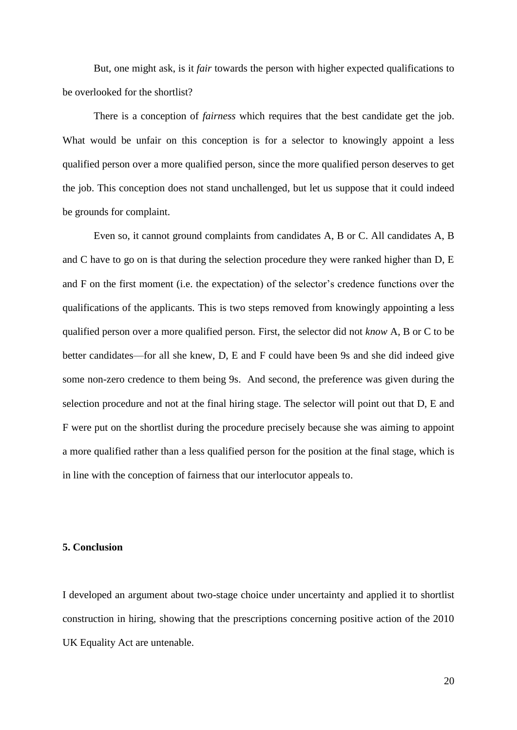But, one might ask, is it *fair* towards the person with higher expected qualifications to be overlooked for the shortlist?

There is a conception of *fairness* which requires that the best candidate get the job. What would be unfair on this conception is for a selector to knowingly appoint a less qualified person over a more qualified person, since the more qualified person deserves to get the job. This conception does not stand unchallenged, but let us suppose that it could indeed be grounds for complaint.

Even so, it cannot ground complaints from candidates A, B or C. All candidates A, B and C have to go on is that during the selection procedure they were ranked higher than D, E and F on the first moment (i.e. the expectation) of the selector's credence functions over the qualifications of the applicants. This is two steps removed from knowingly appointing a less qualified person over a more qualified person. First, the selector did not *know* A, B or C to be better candidates—for all she knew, D, E and F could have been 9s and she did indeed give some non-zero credence to them being 9s. And second, the preference was given during the selection procedure and not at the final hiring stage. The selector will point out that D, E and F were put on the shortlist during the procedure precisely because she was aiming to appoint a more qualified rather than a less qualified person for the position at the final stage, which is in line with the conception of fairness that our interlocutor appeals to.

**5. Conclusion**

I developed an argument about two-stage choice under uncertainty and applied it to shortlist construction in hiring, showing that the prescriptions concerning positive action of the 2010 UK Equality Act are untenable.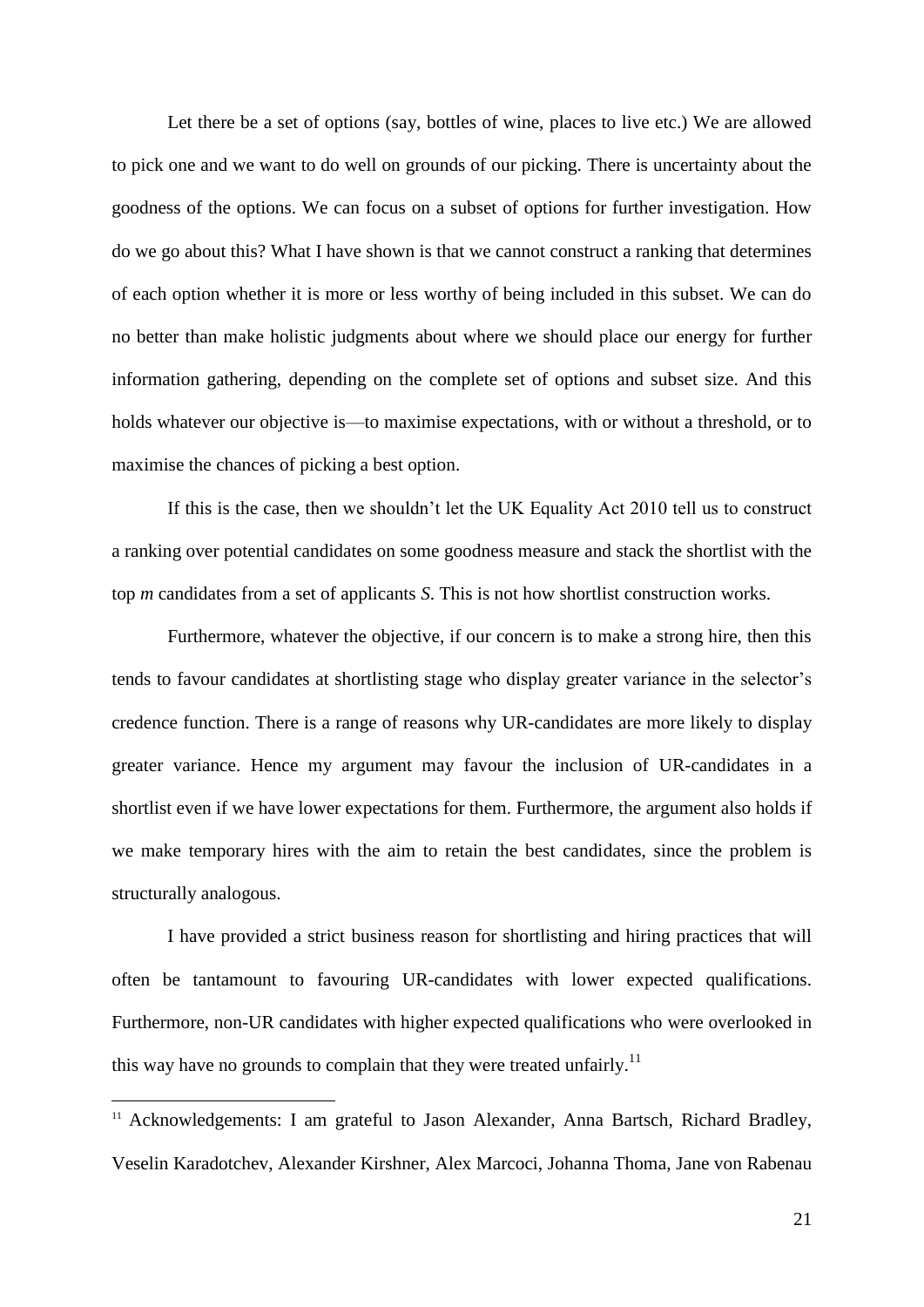Let there be a set of options (say, bottles of wine, places to live etc.) We are allowed to pick one and we want to do well on grounds of our picking. There is uncertainty about the goodness of the options. We can focus on a subset of options for further investigation. How do we go about this? What I have shown is that we cannot construct a ranking that determines of each option whether it is more or less worthy of being included in this subset. We can do no better than make holistic judgments about where we should place our energy for further information gathering, depending on the complete set of options and subset size. And this holds whatever our objective is—to maximise expectations, with or without a threshold, or to maximise the chances of picking a best option.

If this is the case, then we shouldn't let the UK Equality Act 2010 tell us to construct a ranking over potential candidates on some goodness measure and stack the shortlist with the top *m* candidates from a set of applicants *S*. This is not how shortlist construction works.

Furthermore, whatever the objective, if our concern is to make a strong hire, then this tends to favour candidates at shortlisting stage who display greater variance in the selector's credence function. There is a range of reasons why UR-candidates are more likely to display greater variance. Hence my argument may favour the inclusion of UR-candidates in a shortlist even if we have lower expectations for them. Furthermore, the argument also holds if we make temporary hires with the aim to retain the best candidates, since the problem is structurally analogous.

I have provided a strict business reason for shortlisting and hiring practices that will often be tantamount to favouring UR-candidates with lower expected qualifications. Furthermore, non-UR candidates with higher expected qualifications who were overlooked in this way have no grounds to complain that they were treated unfairly.[11]

---

[11] Acknowledgements: I am grateful to Jason Alexander, Anna Bartsch, Richard Bradley, Veselin Karadotchev, Alexander Kirshner, Alex Marcoci, Johanna Thoma, Jane von Rabenau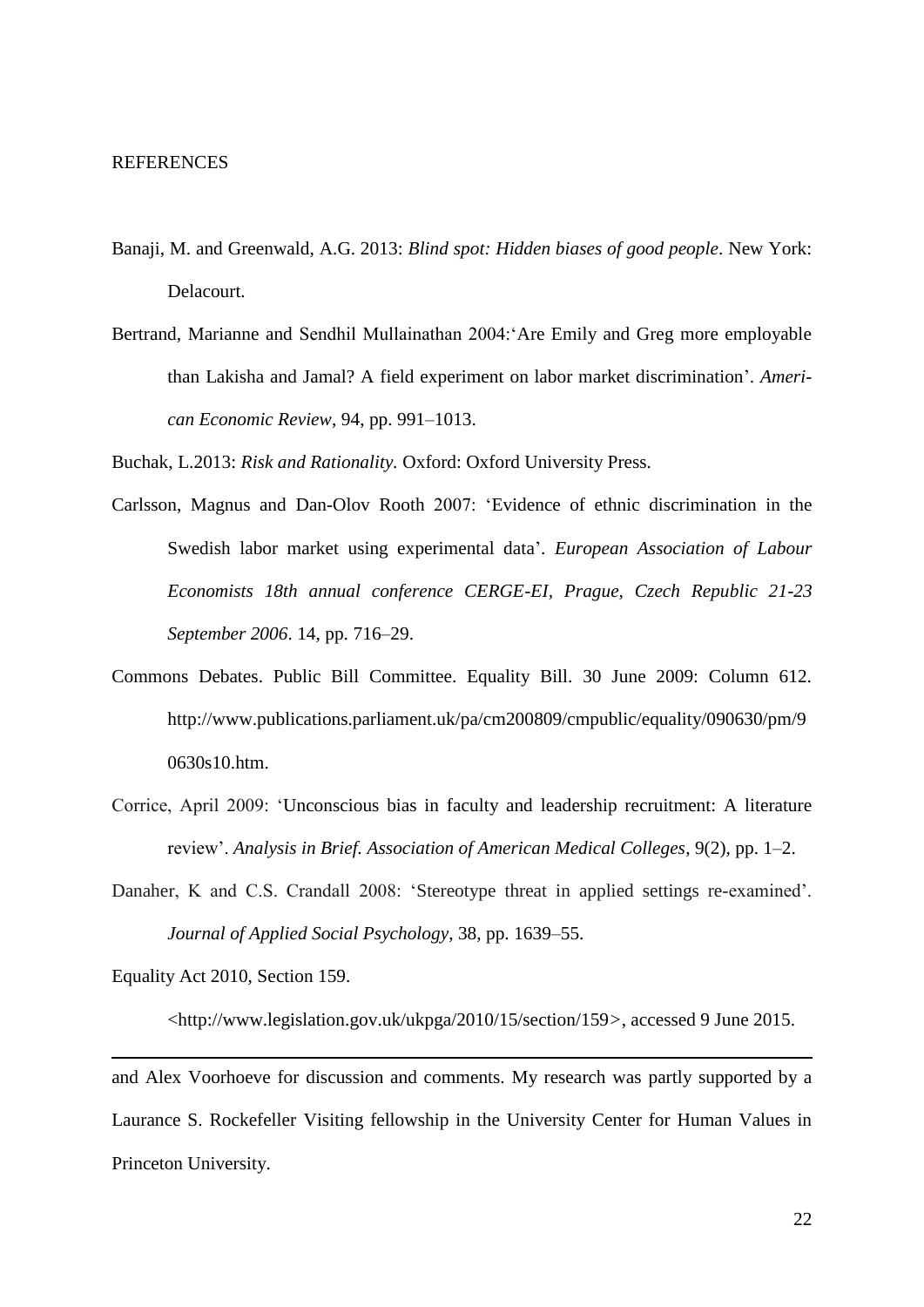REFERENCES

Banaji, M. and Greenwald, A.G. 2013: *Blind spot: Hidden biases of good people*. New York: Delacourt.

Bertrand, Marianne and Sendhil Mullainathan 2004:'Are Emily and Greg more employable than Lakisha and Jamal? A field experiment on labor market discrimination'. *American Economic Review*, 94, pp. 991–1013.

Buchak, L.2013: *Risk and Rationality.* Oxford: Oxford University Press.

Carlsson, Magnus and Dan-Olov Rooth 2007: 'Evidence of ethnic discrimination in the Swedish labor market using experimental data'. *European Association of Labour Economists 18th annual conference CERGE-EI, Prague, Czech Republic 21-23 September 2006*. 14, pp. 716–29.

Commons Debates. Public Bill Committee. Equality Bill. 30 June 2009: Column 612. http://www.publications.parliament.uk/pa/cm200809/cmpublic/equality/090630/pm/90630s10.htm.

Corrice, April 2009: 'Unconscious bias in faculty and leadership recruitment: A literature review'. *Analysis in Brief. Association of American Medical Colleges*, 9(2), pp. 1–2.

Danaher, K and C.S. Crandall 2008: 'Stereotype threat in applied settings re-examined'. *Journal of Applied Social Psychology*, 38, pp. 1639–55.

Equality Act 2010, Section 159.

<http://www.legislation.gov.uk/ukpga/2010/15/section/159>, accessed 9 June 2015.

---

and Alex Voorhoeve for discussion and comments. My research was partly supported by a Laurance S. Rockefeller Visiting fellowship in the University Center for Human Values in Princeton University.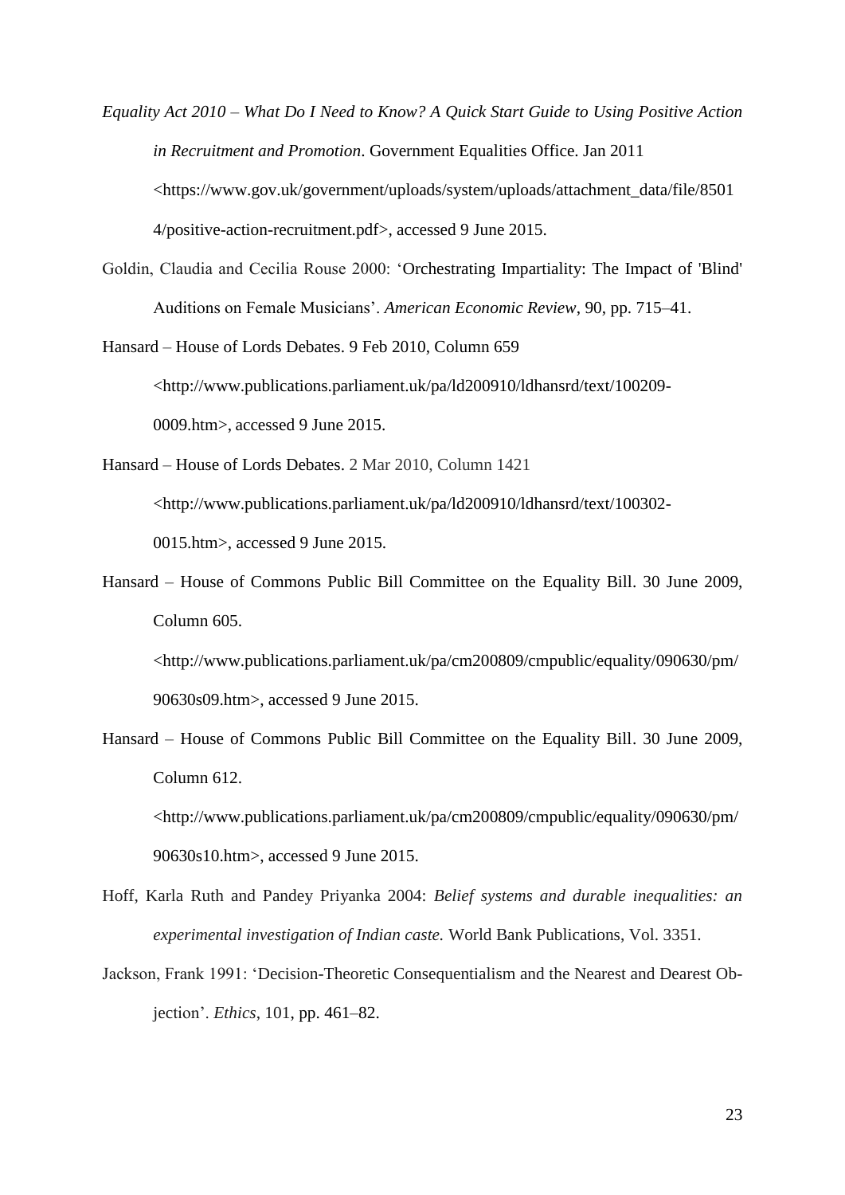*Equality Act 2010 – What Do I Need to Know? A Quick Start Guide to Using Positive Action in Recruitment and Promotion*. Government Equalities Office. Jan 2011 <https://www.gov.uk/government/uploads/system/uploads/attachment_data/file/85014/positive-action-recruitment.pdf>, accessed 9 June 2015.

Goldin, Claudia and Cecilia Rouse 2000: 'Orchestrating Impartiality: The Impact of 'Blind' Auditions on Female Musicians'. *American Economic Review*, 90, pp. 715–41.

Hansard – House of Lords Debates. 9 Feb 2010, Column 659 <http://www.publications.parliament.uk/pa/ld200910/ldhansrd/text/100209-0009.htm>, accessed 9 June 2015.

Hansard – House of Lords Debates. 2 Mar 2010, Column 1421 <http://www.publications.parliament.uk/pa/ld200910/ldhansrd/text/100302-0015.htm>, accessed 9 June 2015.

Hansard – House of Commons Public Bill Committee on the Equality Bill. 30 June 2009, Column 605. <http://www.publications.parliament.uk/pa/cm200809/cmpublic/equality/090630/pm/90630s09.htm>, accessed 9 June 2015.

Hansard – House of Commons Public Bill Committee on the Equality Bill. 30 June 2009, Column 612. <http://www.publications.parliament.uk/pa/cm200809/cmpublic/equality/090630/pm/90630s10.htm>, accessed 9 June 2015.

Hoff, Karla Ruth and Pandey Priyanka 2004: *Belief systems and durable inequalities: an experimental investigation of Indian caste.* World Bank Publications, Vol. 3351.

Jackson, Frank 1991: 'Decision-Theoretic Consequentialism and the Nearest and Dearest Objection'. *Ethics*, 101, pp. 461–82.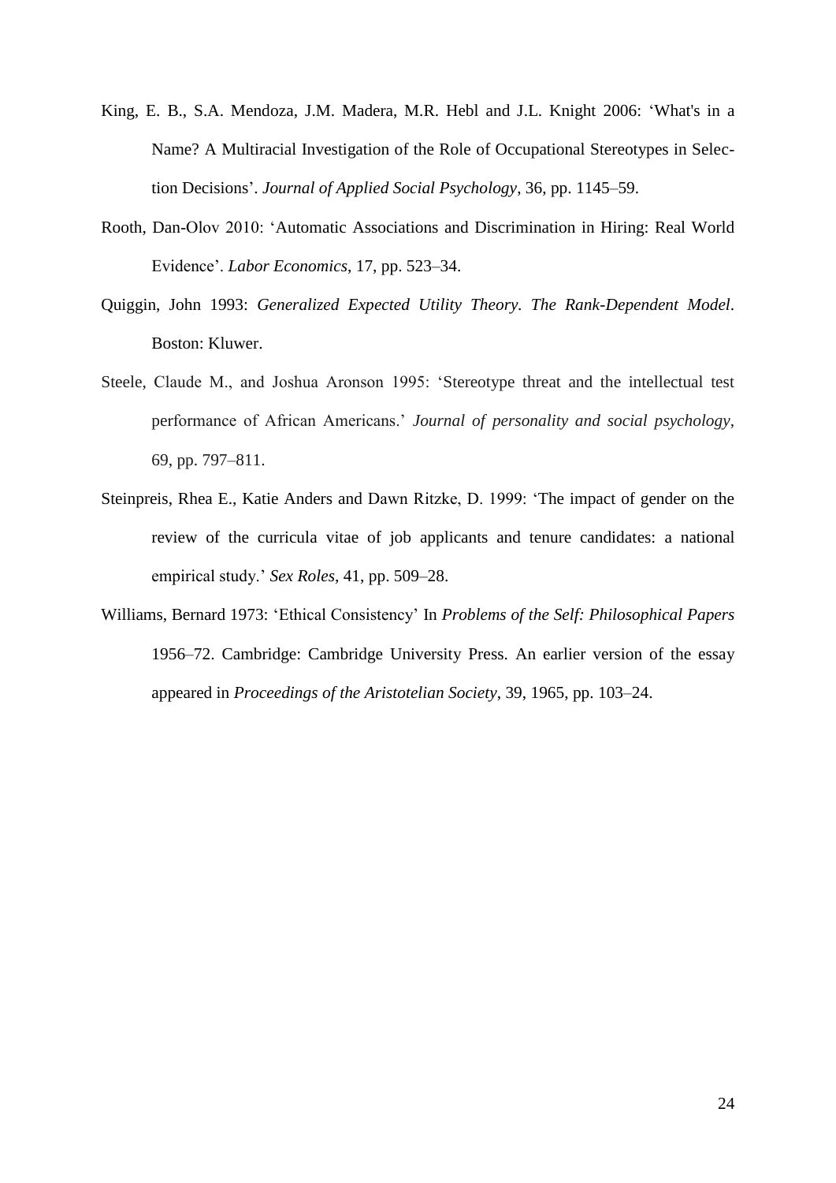King, E. B., S.A. Mendoza, J.M. Madera, M.R. Hebl and J.L. Knight 2006: 'What's in a Name? A Multiracial Investigation of the Role of Occupational Stereotypes in Selection Decisions'. *Journal of Applied Social Psychology*, 36, pp. 1145–59.

Rooth, Dan-Olov 2010: 'Automatic Associations and Discrimination in Hiring: Real World Evidence'. *Labor Economics*, 17, pp. 523–34.

Quiggin, John 1993: *Generalized Expected Utility Theory. The Rank-Dependent Model*. Boston: Kluwer.

Steele, Claude M., and Joshua Aronson 1995: 'Stereotype threat and the intellectual test performance of African Americans.' *Journal of personality and social psychology*, 69, pp. 797–811.

Steinpreis, Rhea E., Katie Anders and Dawn Ritzke, D. 1999: 'The impact of gender on the review of the curricula vitae of job applicants and tenure candidates: a national empirical study.' *Sex Roles*, 41, pp. 509–28.

Williams, Bernard 1973: 'Ethical Consistency' In *Problems of the Self: Philosophical Papers* 1956–72. Cambridge: Cambridge University Press. An earlier version of the essay appeared in *Proceedings of the Aristotelian Society*, 39, 1965, pp. 103–24.